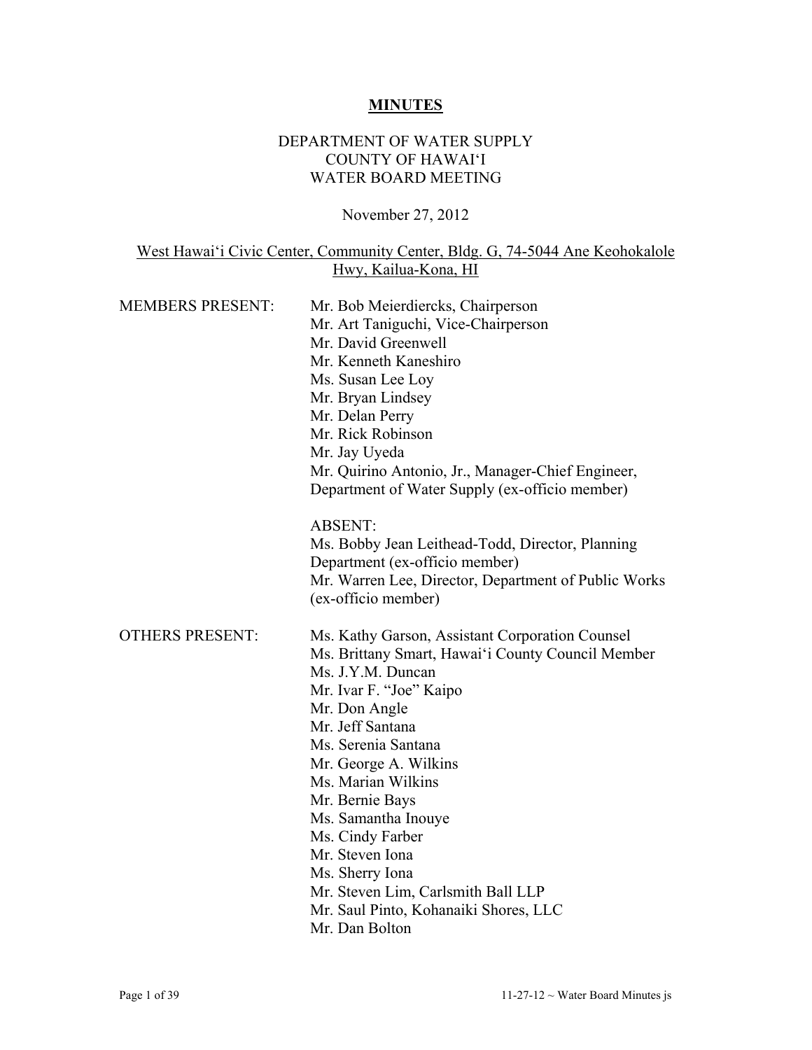# **MINUTES**

DEPARTMENT OF WATER SUPPLY
COUNTY OF HAWAI'I
WATER BOARD MEETING

November 27, 2012

West Hawai'i Civic Center, Community Center, Bldg. G, 74-5044 Ane Keohokalole Hwy, Kailua-Kona, HI

MEMBERS PRESENT:

Mr. Bob Meierdiercks, Chairperson
Mr. Art Taniguchi, Vice-Chairperson
Mr. David Greenwell
Mr. Kenneth Kaneshiro
Ms. Susan Lee Loy
Mr. Bryan Lindsey
Mr. Delan Perry
Mr. Rick Robinson
Mr. Jay Uyeda
Mr. Quirino Antonio, Jr., Manager-Chief Engineer, Department of Water Supply (ex-officio member)

ABSENT:
Ms. Bobby Jean Leithead-Todd, Director, Planning Department (ex-officio member)
Mr. Warren Lee, Director, Department of Public Works (ex-officio member)

OTHERS PRESENT:

Ms. Kathy Garson, Assistant Corporation Counsel
Ms. Brittany Smart, Hawai'i County Council Member
Ms. J.Y.M. Duncan
Mr. Ivar F. "Joe" Kaipo
Mr. Don Angle
Mr. Jeff Santana
Ms. Serenia Santana
Mr. George A. Wilkins
Ms. Marian Wilkins
Mr. Bernie Bays
Ms. Samantha Inouye
Ms. Cindy Farber
Mr. Steven Iona
Ms. Sherry Iona
Mr. Steven Lim, Carlsmith Ball LLP
Mr. Saul Pinto, Kohanaiki Shores, LLC
Mr. Dan Bolton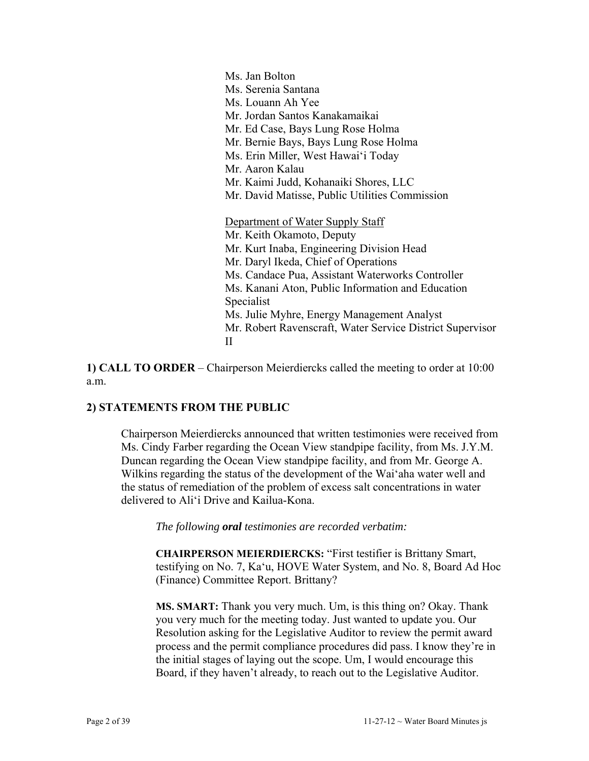Ms. Jan Bolton
Ms. Serenia Santana
Ms. Louann Ah Yee
Mr. Jordan Santos Kanakamaikai
Mr. Ed Case, Bays Lung Rose Holma
Mr. Bernie Bays, Bays Lung Rose Holma
Ms. Erin Miller, West Hawaiʻi Today
Mr. Aaron Kalau
Mr. Kaimi Judd, Kohanaiki Shores, LLC
Mr. David Matisse, Public Utilities Commission

Department of Water Supply Staff
Mr. Keith Okamoto, Deputy
Mr. Kurt Inaba, Engineering Division Head
Mr. Daryl Ikeda, Chief of Operations
Ms. Candace Pua, Assistant Waterworks Controller
Ms. Kanani Aton, Public Information and Education Specialist
Ms. Julie Myhre, Energy Management Analyst
Mr. Robert Ravenscraft, Water Service District Supervisor II

**1) CALL TO ORDER** – Chairperson Meierdiercks called the meeting to order at 10:00 a.m.

**2) STATEMENTS FROM THE PUBLIC**

Chairperson Meierdiercks announced that written testimonies were received from Ms. Cindy Farber regarding the Ocean View standpipe facility, from Ms. J.Y.M. Duncan regarding the Ocean View standpipe facility, and from Mr. George A. Wilkins regarding the status of the development of the Waiʻaha water well and the status of remediation of the problem of excess salt concentrations in water delivered to Aliʻi Drive and Kailua-Kona.

*The following **oral** testimonies are recorded verbatim:*

**CHAIRPERSON MEIERDIERCKS:** "First testifier is Brittany Smart, testifying on No. 7, Kaʻu, HOVE Water System, and No. 8, Board Ad Hoc (Finance) Committee Report. Brittany?

**MS. SMART:** Thank you very much. Um, is this thing on? Okay. Thank you very much for the meeting today. Just wanted to update you. Our Resolution asking for the Legislative Auditor to review the permit award process and the permit compliance procedures did pass. I know they're in the initial stages of laying out the scope. Um, I would encourage this Board, if they haven't already, to reach out to the Legislative Auditor.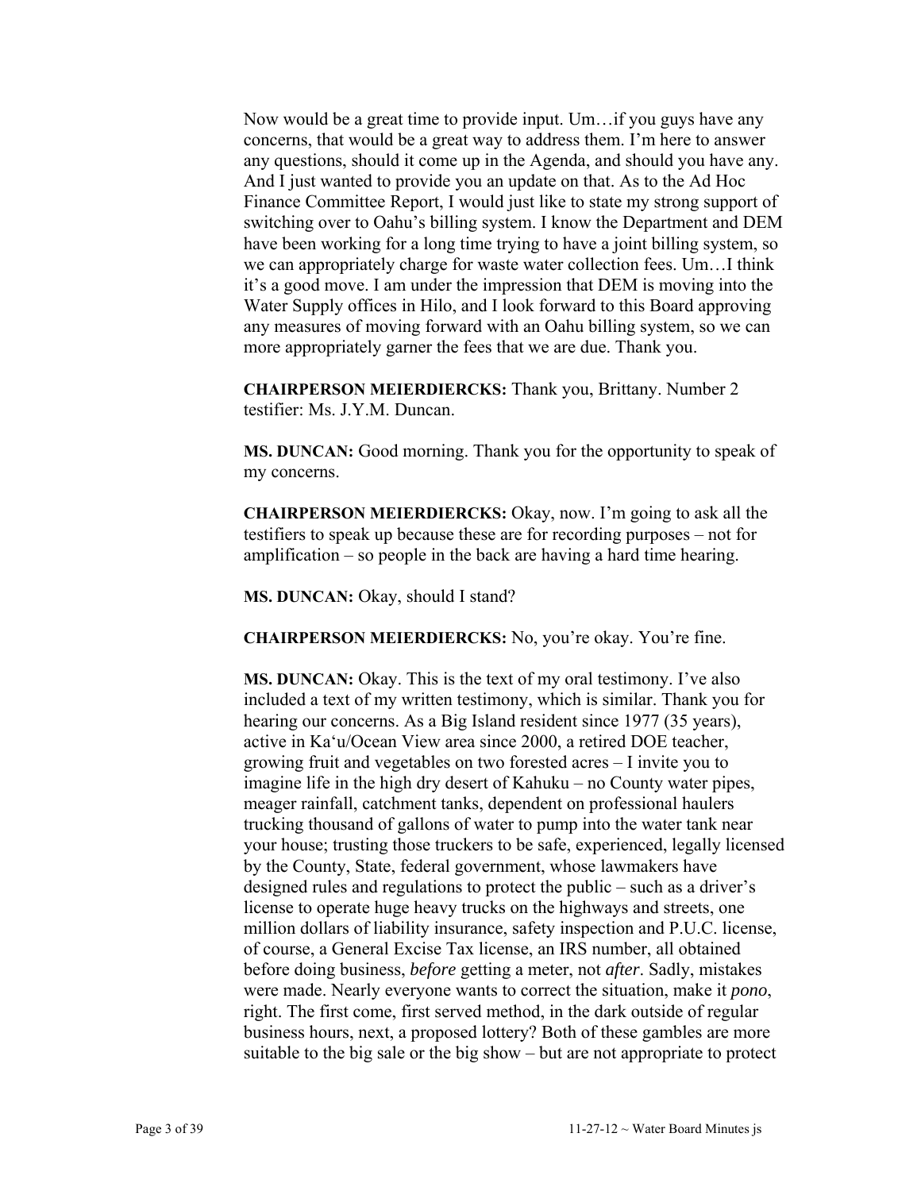Now would be a great time to provide input. Um…if you guys have any concerns, that would be a great way to address them. I'm here to answer any questions, should it come up in the Agenda, and should you have any. And I just wanted to provide you an update on that. As to the Ad Hoc Finance Committee Report, I would just like to state my strong support of switching over to Oahu's billing system. I know the Department and DEM have been working for a long time trying to have a joint billing system, so we can appropriately charge for waste water collection fees. Um…I think it's a good move. I am under the impression that DEM is moving into the Water Supply offices in Hilo, and I look forward to this Board approving any measures of moving forward with an Oahu billing system, so we can more appropriately garner the fees that we are due. Thank you.

**CHAIRPERSON MEIERDIERCKS:** Thank you, Brittany. Number 2 testifier: Ms. J.Y.M. Duncan.

**MS. DUNCAN:** Good morning. Thank you for the opportunity to speak of my concerns.

**CHAIRPERSON MEIERDIERCKS:** Okay, now. I'm going to ask all the testifiers to speak up because these are for recording purposes – not for amplification – so people in the back are having a hard time hearing.

**MS. DUNCAN:** Okay, should I stand?

**CHAIRPERSON MEIERDIERCKS:** No, you're okay. You're fine.

**MS. DUNCAN:** Okay. This is the text of my oral testimony. I've also included a text of my written testimony, which is similar. Thank you for hearing our concerns. As a Big Island resident since 1977 (35 years), active in Ka'u/Ocean View area since 2000, a retired DOE teacher, growing fruit and vegetables on two forested acres – I invite you to imagine life in the high dry desert of Kahuku – no County water pipes, meager rainfall, catchment tanks, dependent on professional haulers trucking thousand of gallons of water to pump into the water tank near your house; trusting those truckers to be safe, experienced, legally licensed by the County, State, federal government, whose lawmakers have designed rules and regulations to protect the public – such as a driver's license to operate huge heavy trucks on the highways and streets, one million dollars of liability insurance, safety inspection and P.U.C. license, of course, a General Excise Tax license, an IRS number, all obtained before doing business, *before* getting a meter, not *after*. Sadly, mistakes were made. Nearly everyone wants to correct the situation, make it *pono*, right. The first come, first served method, in the dark outside of regular business hours, next, a proposed lottery? Both of these gambles are more suitable to the big sale or the big show – but are not appropriate to protect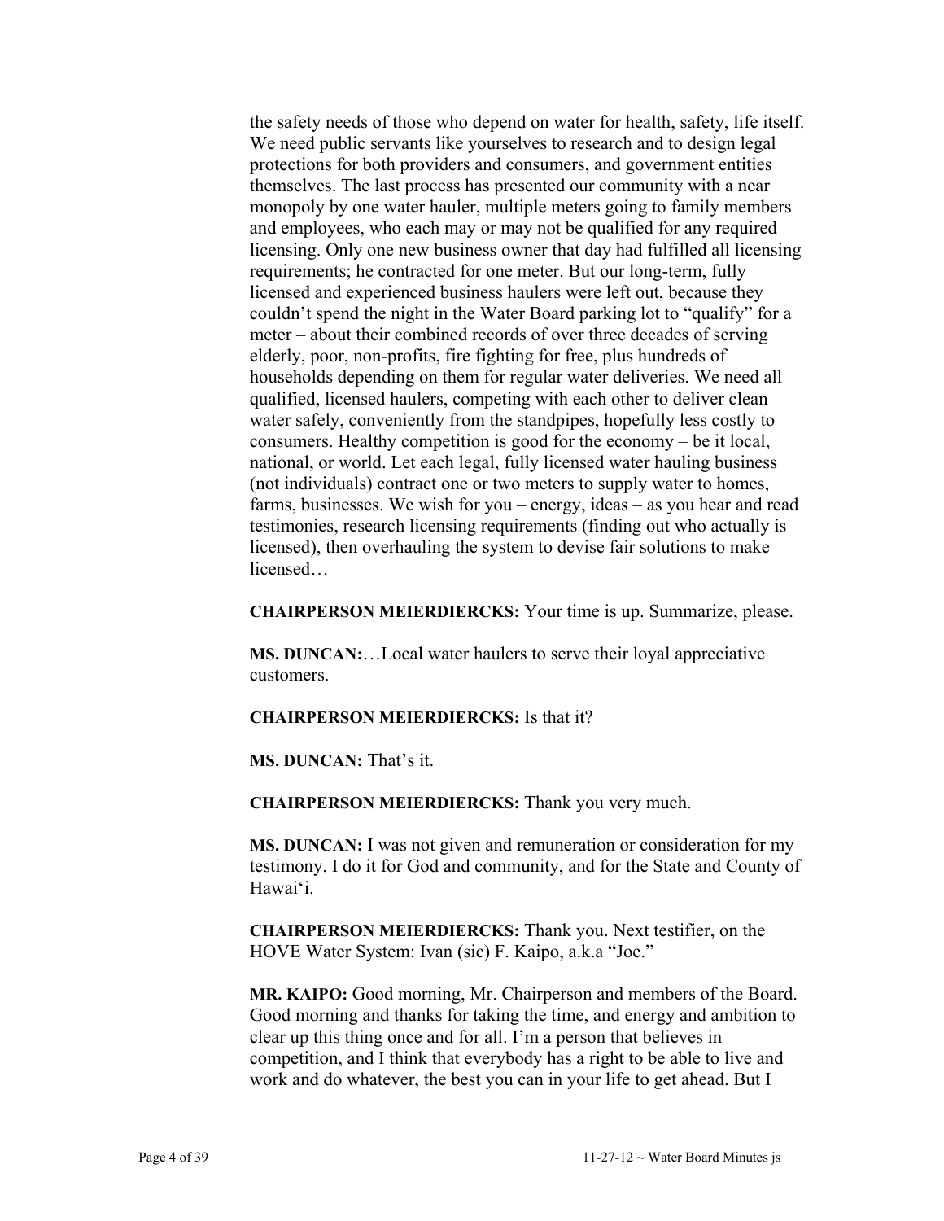the safety needs of those who depend on water for health, safety, life itself. We need public servants like yourselves to research and to design legal protections for both providers and consumers, and government entities themselves. The last process has presented our community with a near monopoly by one water hauler, multiple meters going to family members and employees, who each may or may not be qualified for any required licensing. Only one new business owner that day had fulfilled all licensing requirements; he contracted for one meter. But our long-term, fully licensed and experienced business haulers were left out, because they couldn't spend the night in the Water Board parking lot to "qualify" for a meter – about their combined records of over three decades of serving elderly, poor, non-profits, fire fighting for free, plus hundreds of households depending on them for regular water deliveries. We need all qualified, licensed haulers, competing with each other to deliver clean water safely, conveniently from the standpipes, hopefully less costly to consumers. Healthy competition is good for the economy – be it local, national, or world. Let each legal, fully licensed water hauling business (not individuals) contract one or two meters to supply water to homes, farms, businesses. We wish for you – energy, ideas – as you hear and read testimonies, research licensing requirements (finding out who actually is licensed), then overhauling the system to devise fair solutions to make licensed…

**CHAIRPERSON MEIERDIERCKS:** Your time is up. Summarize, please.

**MS. DUNCAN:**…Local water haulers to serve their loyal appreciative customers.

**CHAIRPERSON MEIERDIERCKS:** Is that it?

**MS. DUNCAN:** That's it.

**CHAIRPERSON MEIERDIERCKS:** Thank you very much.

**MS. DUNCAN:** I was not given and remuneration or consideration for my testimony. I do it for God and community, and for the State and County of Hawai'i.

**CHAIRPERSON MEIERDIERCKS:** Thank you. Next testifier, on the HOVE Water System: Ivan (sic) F. Kaipo, a.k.a "Joe."

**MR. KAIPO:** Good morning, Mr. Chairperson and members of the Board. Good morning and thanks for taking the time, and energy and ambition to clear up this thing once and for all. I'm a person that believes in competition, and I think that everybody has a right to be able to live and work and do whatever, the best you can in your life to get ahead. But I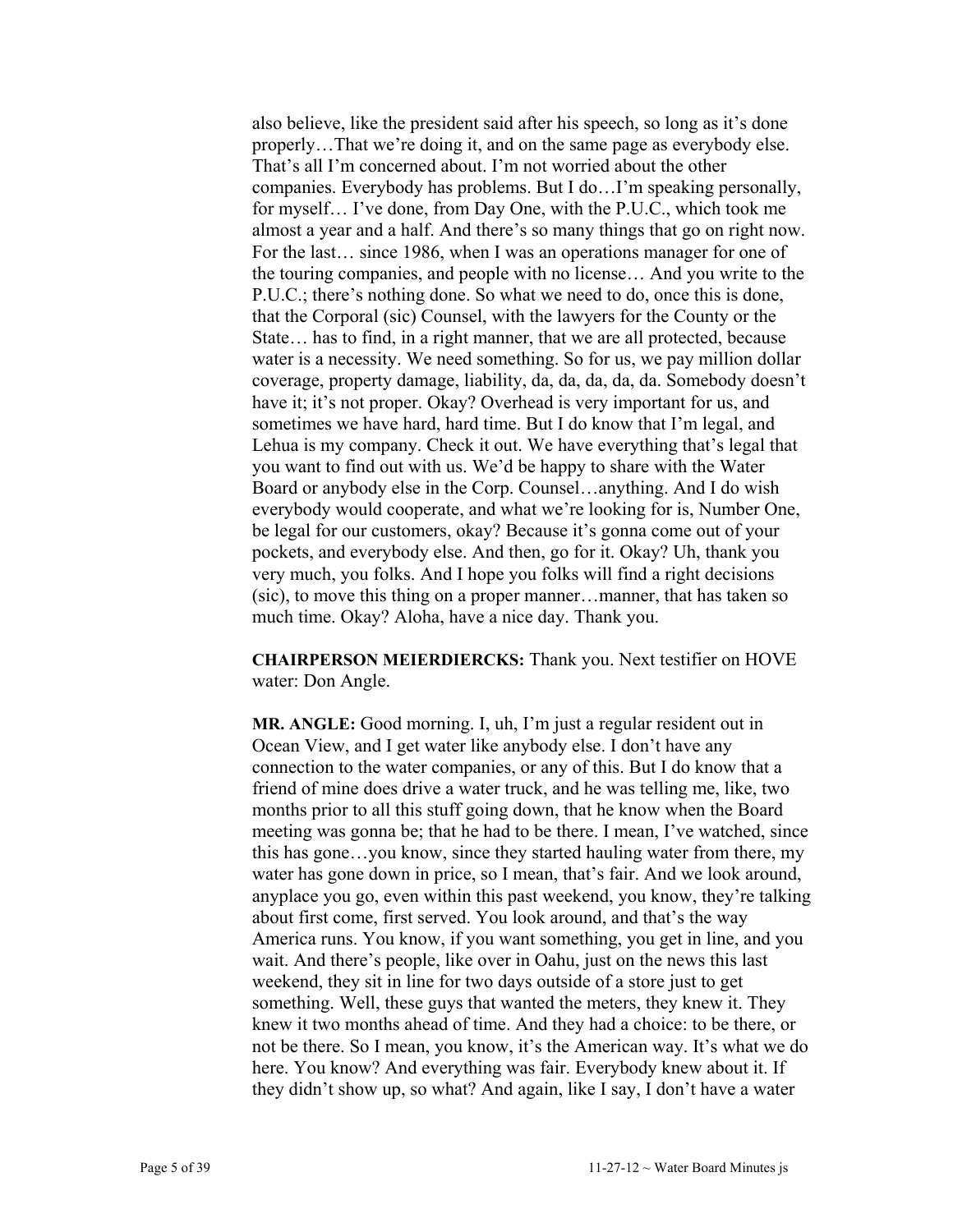also believe, like the president said after his speech, so long as it's done properly…That we're doing it, and on the same page as everybody else. That's all I'm concerned about. I'm not worried about the other companies. Everybody has problems. But I do…I'm speaking personally, for myself… I've done, from Day One, with the P.U.C., which took me almost a year and a half. And there's so many things that go on right now. For the last… since 1986, when I was an operations manager for one of the touring companies, and people with no license… And you write to the P.U.C.; there's nothing done. So what we need to do, once this is done, that the Corporal (sic) Counsel, with the lawyers for the County or the State… has to find, in a right manner, that we are all protected, because water is a necessity. We need something. So for us, we pay million dollar coverage, property damage, liability, da, da, da, da, da. Somebody doesn't have it; it's not proper. Okay? Overhead is very important for us, and sometimes we have hard, hard time. But I do know that I'm legal, and Lehua is my company. Check it out. We have everything that's legal that you want to find out with us. We'd be happy to share with the Water Board or anybody else in the Corp. Counsel…anything. And I do wish everybody would cooperate, and what we're looking for is, Number One, be legal for our customers, okay? Because it's gonna come out of your pockets, and everybody else. And then, go for it. Okay? Uh, thank you very much, you folks. And I hope you folks will find a right decisions (sic), to move this thing on a proper manner…manner, that has taken so much time. Okay? Aloha, have a nice day. Thank you.

**CHAIRPERSON MEIERDIERCKS:** Thank you. Next testifier on HOVE water: Don Angle.

**MR. ANGLE:** Good morning. I, uh, I'm just a regular resident out in Ocean View, and I get water like anybody else. I don't have any connection to the water companies, or any of this. But I do know that a friend of mine does drive a water truck, and he was telling me, like, two months prior to all this stuff going down, that he know when the Board meeting was gonna be; that he had to be there. I mean, I've watched, since this has gone…you know, since they started hauling water from there, my water has gone down in price, so I mean, that's fair. And we look around, anyplace you go, even within this past weekend, you know, they're talking about first come, first served. You look around, and that's the way America runs. You know, if you want something, you get in line, and you wait. And there's people, like over in Oahu, just on the news this last weekend, they sit in line for two days outside of a store just to get something. Well, these guys that wanted the meters, they knew it. They knew it two months ahead of time. And they had a choice: to be there, or not be there. So I mean, you know, it's the American way. It's what we do here. You know? And everything was fair. Everybody knew about it. If they didn't show up, so what? And again, like I say, I don't have a water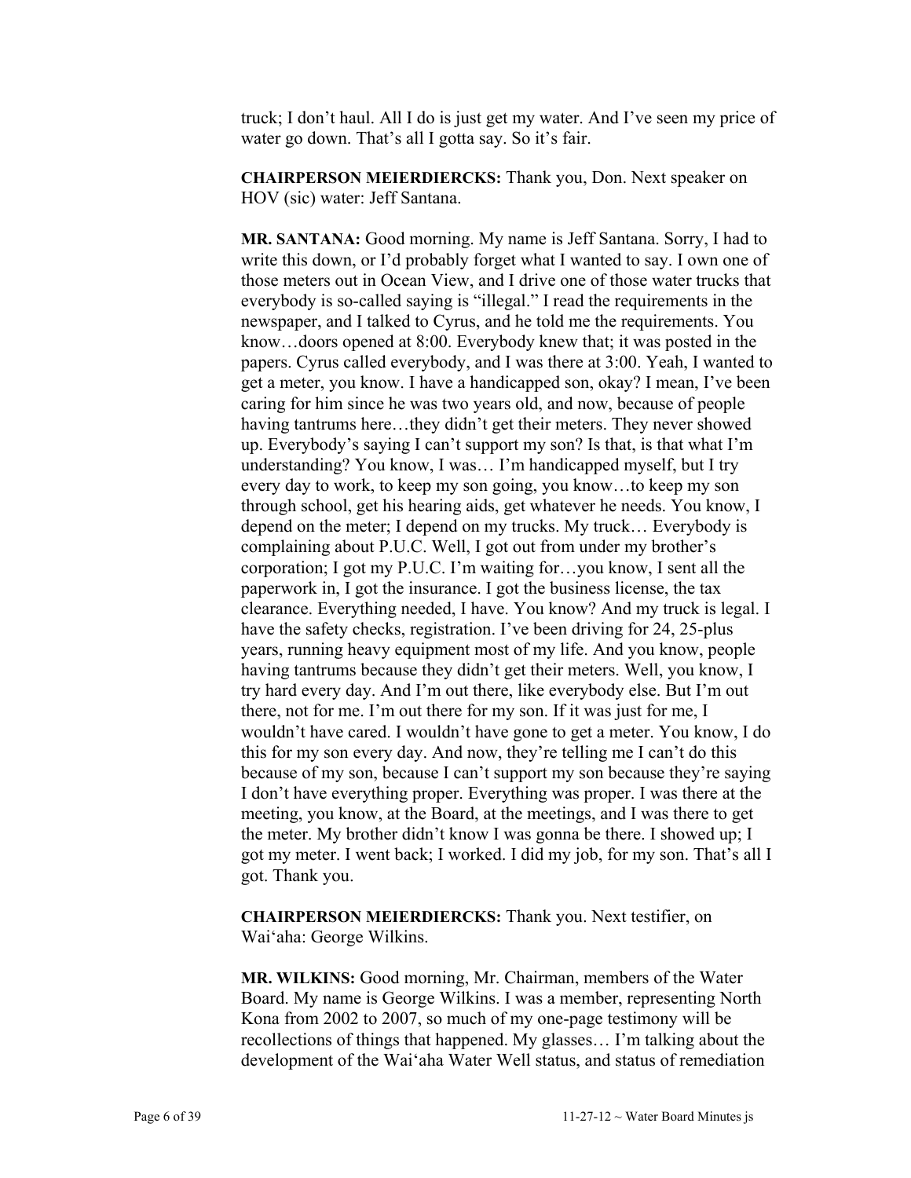truck; I don't haul. All I do is just get my water. And I've seen my price of water go down. That's all I gotta say. So it's fair.

**CHAIRPERSON MEIERDIERCKS:** Thank you, Don. Next speaker on HOV (sic) water: Jeff Santana.

**MR. SANTANA:** Good morning. My name is Jeff Santana. Sorry, I had to write this down, or I'd probably forget what I wanted to say. I own one of those meters out in Ocean View, and I drive one of those water trucks that everybody is so-called saying is "illegal." I read the requirements in the newspaper, and I talked to Cyrus, and he told me the requirements. You know…doors opened at 8:00. Everybody knew that; it was posted in the papers. Cyrus called everybody, and I was there at 3:00. Yeah, I wanted to get a meter, you know. I have a handicapped son, okay? I mean, I've been caring for him since he was two years old, and now, because of people having tantrums here…they didn't get their meters. They never showed up. Everybody's saying I can't support my son? Is that, is that what I'm understanding? You know, I was… I'm handicapped myself, but I try every day to work, to keep my son going, you know…to keep my son through school, get his hearing aids, get whatever he needs. You know, I depend on the meter; I depend on my trucks. My truck… Everybody is complaining about P.U.C. Well, I got out from under my brother's corporation; I got my P.U.C. I'm waiting for…you know, I sent all the paperwork in, I got the insurance. I got the business license, the tax clearance. Everything needed, I have. You know? And my truck is legal. I have the safety checks, registration. I've been driving for 24, 25-plus years, running heavy equipment most of my life. And you know, people having tantrums because they didn't get their meters. Well, you know, I try hard every day. And I'm out there, like everybody else. But I'm out there, not for me. I'm out there for my son. If it was just for me, I wouldn't have cared. I wouldn't have gone to get a meter. You know, I do this for my son every day. And now, they're telling me I can't do this because of my son, because I can't support my son because they're saying I don't have everything proper. Everything was proper. I was there at the meeting, you know, at the Board, at the meetings, and I was there to get the meter. My brother didn't know I was gonna be there. I showed up; I got my meter. I went back; I worked. I did my job, for my son. That's all I got. Thank you.

**CHAIRPERSON MEIERDIERCKS:** Thank you. Next testifier, on Wai'aha: George Wilkins.

**MR. WILKINS:** Good morning, Mr. Chairman, members of the Water Board. My name is George Wilkins. I was a member, representing North Kona from 2002 to 2007, so much of my one-page testimony will be recollections of things that happened. My glasses… I'm talking about the development of the Wai'aha Water Well status, and status of remediation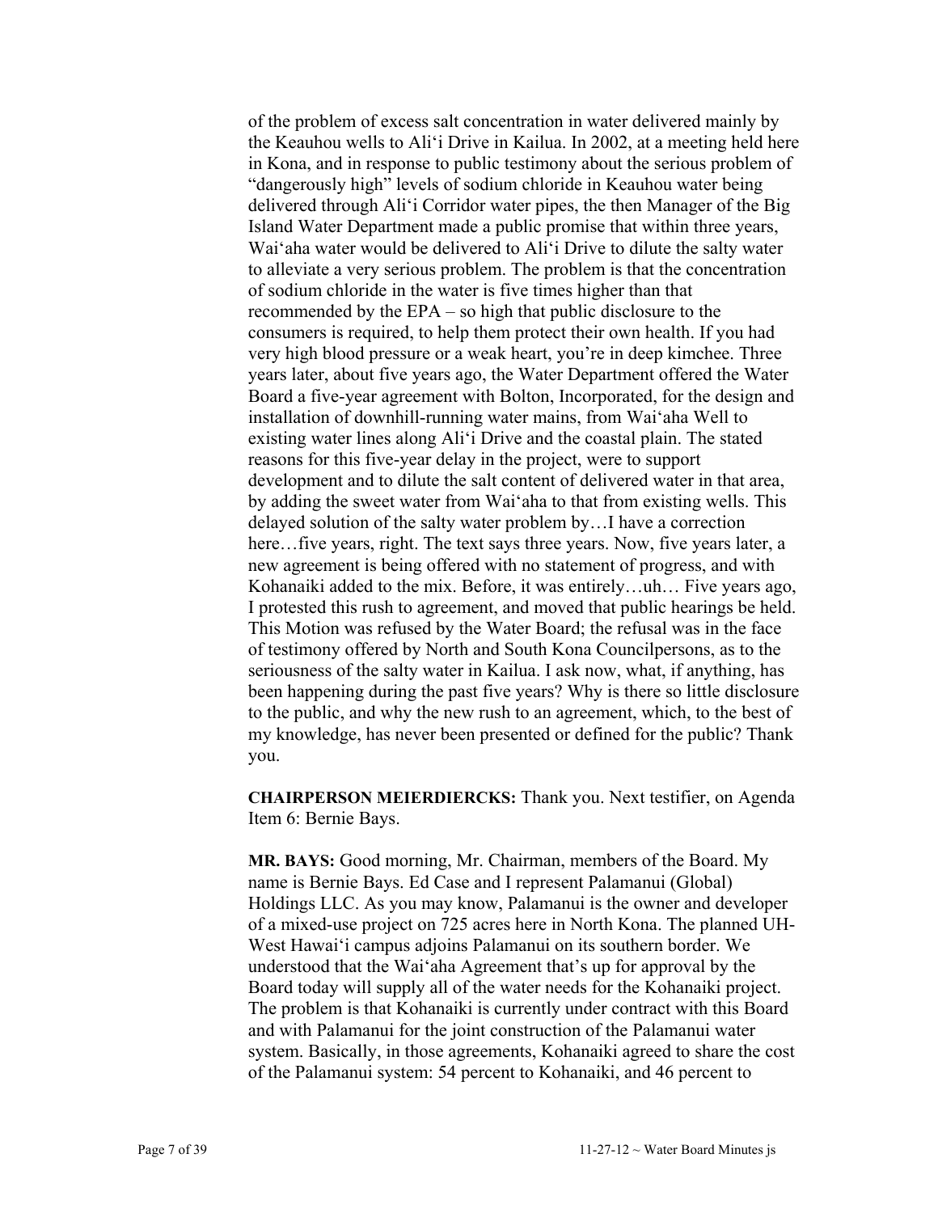of the problem of excess salt concentration in water delivered mainly by the Keauhou wells to Ali'i Drive in Kailua. In 2002, at a meeting held here in Kona, and in response to public testimony about the serious problem of "dangerously high" levels of sodium chloride in Keauhou water being delivered through Ali'i Corridor water pipes, the then Manager of the Big Island Water Department made a public promise that within three years, Wai'aha water would be delivered to Ali'i Drive to dilute the salty water to alleviate a very serious problem. The problem is that the concentration of sodium chloride in the water is five times higher than that recommended by the EPA – so high that public disclosure to the consumers is required, to help them protect their own health. If you had very high blood pressure or a weak heart, you're in deep kimchee. Three years later, about five years ago, the Water Department offered the Water Board a five-year agreement with Bolton, Incorporated, for the design and installation of downhill-running water mains, from Wai'aha Well to existing water lines along Ali'i Drive and the coastal plain. The stated reasons for this five-year delay in the project, were to support development and to dilute the salt content of delivered water in that area, by adding the sweet water from Wai'aha to that from existing wells. This delayed solution of the salty water problem by…I have a correction here…five years, right. The text says three years. Now, five years later, a new agreement is being offered with no statement of progress, and with Kohanaiki added to the mix. Before, it was entirely…uh… Five years ago, I protested this rush to agreement, and moved that public hearings be held. This Motion was refused by the Water Board; the refusal was in the face of testimony offered by North and South Kona Councilpersons, as to the seriousness of the salty water in Kailua. I ask now, what, if anything, has been happening during the past five years? Why is there so little disclosure to the public, and why the new rush to an agreement, which, to the best of my knowledge, has never been presented or defined for the public? Thank you.

**CHAIRPERSON MEIERDIERCKS:** Thank you. Next testifier, on Agenda Item 6: Bernie Bays.

**MR. BAYS:** Good morning, Mr. Chairman, members of the Board. My name is Bernie Bays. Ed Case and I represent Palamanui (Global) Holdings LLC. As you may know, Palamanui is the owner and developer of a mixed-use project on 725 acres here in North Kona. The planned UH-West Hawai'i campus adjoins Palamanui on its southern border. We understood that the Wai'aha Agreement that's up for approval by the Board today will supply all of the water needs for the Kohanaiki project. The problem is that Kohanaiki is currently under contract with this Board and with Palamanui for the joint construction of the Palamanui water system. Basically, in those agreements, Kohanaiki agreed to share the cost of the Palamanui system: 54 percent to Kohanaiki, and 46 percent to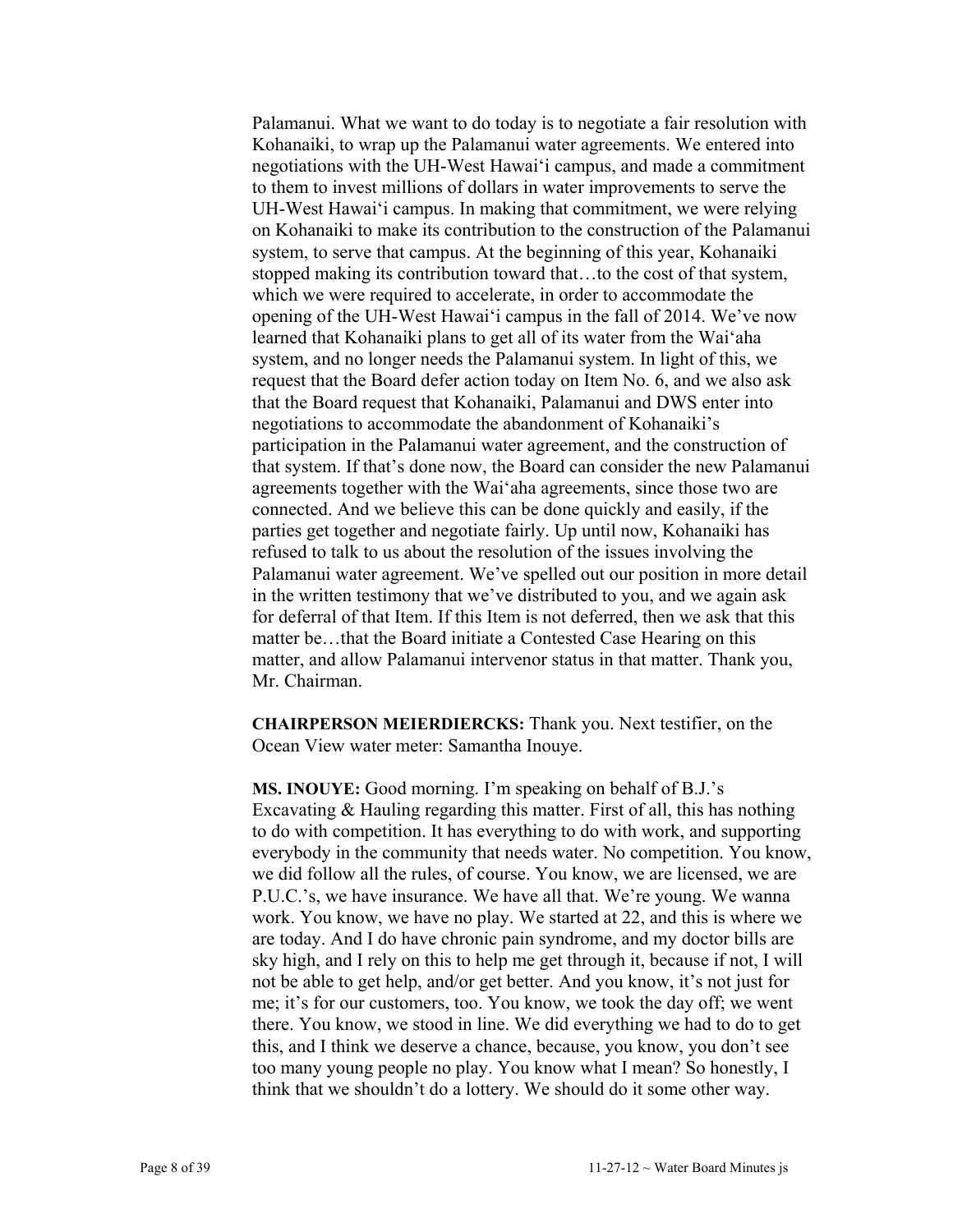Palamanui. What we want to do today is to negotiate a fair resolution with Kohanaiki, to wrap up the Palamanui water agreements. We entered into negotiations with the UH-West Hawaiʻi campus, and made a commitment to them to invest millions of dollars in water improvements to serve the UH-West Hawaiʻi campus. In making that commitment, we were relying on Kohanaiki to make its contribution to the construction of the Palamanui system, to serve that campus. At the beginning of this year, Kohanaiki stopped making its contribution toward that…to the cost of that system, which we were required to accelerate, in order to accommodate the opening of the UH-West Hawaiʻi campus in the fall of 2014. We've now learned that Kohanaiki plans to get all of its water from the Waiʻaha system, and no longer needs the Palamanui system. In light of this, we request that the Board defer action today on Item No. 6, and we also ask that the Board request that Kohanaiki, Palamanui and DWS enter into negotiations to accommodate the abandonment of Kohanaiki's participation in the Palamanui water agreement, and the construction of that system. If that's done now, the Board can consider the new Palamanui agreements together with the Waiʻaha agreements, since those two are connected. And we believe this can be done quickly and easily, if the parties get together and negotiate fairly. Up until now, Kohanaiki has refused to talk to us about the resolution of the issues involving the Palamanui water agreement. We've spelled out our position in more detail in the written testimony that we've distributed to you, and we again ask for deferral of that Item. If this Item is not deferred, then we ask that this matter be…that the Board initiate a Contested Case Hearing on this matter, and allow Palamanui intervenor status in that matter. Thank you, Mr. Chairman.

**CHAIRPERSON MEIERDIERCKS:** Thank you. Next testifier, on the Ocean View water meter: Samantha Inouye.

**MS. INOUYE:** Good morning. I'm speaking on behalf of B.J.'s Excavating & Hauling regarding this matter. First of all, this has nothing to do with competition. It has everything to do with work, and supporting everybody in the community that needs water. No competition. You know, we did follow all the rules, of course. You know, we are licensed, we are P.U.C.'s, we have insurance. We have all that. We're young. We wanna work. You know, we have no play. We started at 22, and this is where we are today. And I do have chronic pain syndrome, and my doctor bills are sky high, and I rely on this to help me get through it, because if not, I will not be able to get help, and/or get better. And you know, it's not just for me; it's for our customers, too. You know, we took the day off; we went there. You know, we stood in line. We did everything we had to do to get this, and I think we deserve a chance, because, you know, you don't see too many young people no play. You know what I mean? So honestly, I think that we shouldn't do a lottery. We should do it some other way.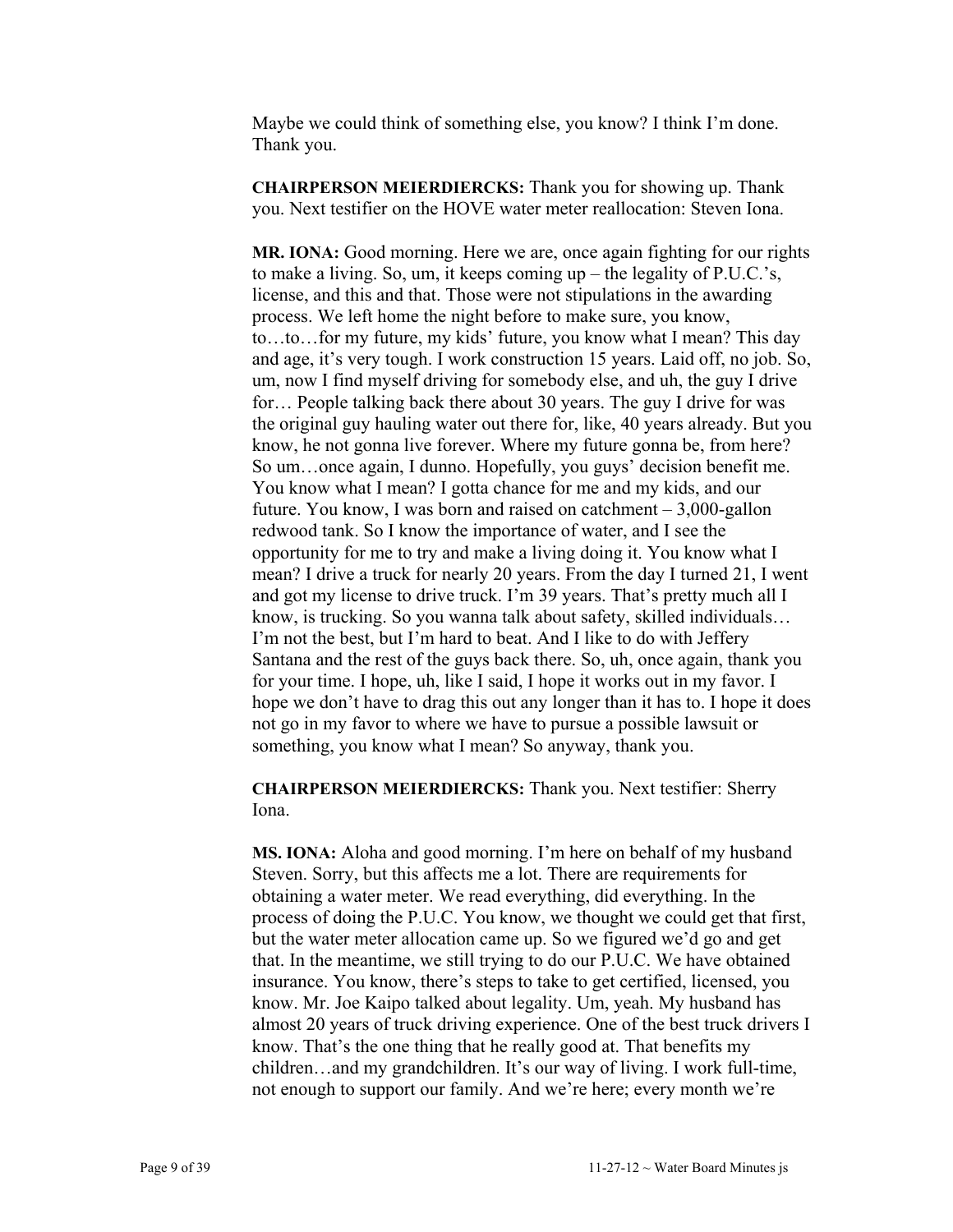Maybe we could think of something else, you know? I think I'm done. Thank you.

**CHAIRPERSON MEIERDIERCKS:** Thank you for showing up. Thank you. Next testifier on the HOVE water meter reallocation: Steven Iona.

**MR. IONA:** Good morning. Here we are, once again fighting for our rights to make a living. So, um, it keeps coming up – the legality of P.U.C.'s, license, and this and that. Those were not stipulations in the awarding process. We left home the night before to make sure, you know, to…to…for my future, my kids' future, you know what I mean? This day and age, it's very tough. I work construction 15 years. Laid off, no job. So, um, now I find myself driving for somebody else, and uh, the guy I drive for… People talking back there about 30 years. The guy I drive for was the original guy hauling water out there for, like, 40 years already. But you know, he not gonna live forever. Where my future gonna be, from here? So um…once again, I dunno. Hopefully, you guys' decision benefit me. You know what I mean? I gotta chance for me and my kids, and our future. You know, I was born and raised on catchment – 3,000-gallon redwood tank. So I know the importance of water, and I see the opportunity for me to try and make a living doing it. You know what I mean? I drive a truck for nearly 20 years. From the day I turned 21, I went and got my license to drive truck. I'm 39 years. That's pretty much all I know, is trucking. So you wanna talk about safety, skilled individuals… I'm not the best, but I'm hard to beat. And I like to do with Jeffery Santana and the rest of the guys back there. So, uh, once again, thank you for your time. I hope, uh, like I said, I hope it works out in my favor. I hope we don't have to drag this out any longer than it has to. I hope it does not go in my favor to where we have to pursue a possible lawsuit or something, you know what I mean? So anyway, thank you.

**CHAIRPERSON MEIERDIERCKS:** Thank you. Next testifier: Sherry Iona.

**MS. IONA:** Aloha and good morning. I'm here on behalf of my husband Steven. Sorry, but this affects me a lot. There are requirements for obtaining a water meter. We read everything, did everything. In the process of doing the P.U.C. You know, we thought we could get that first, but the water meter allocation came up. So we figured we'd go and get that. In the meantime, we still trying to do our P.U.C. We have obtained insurance. You know, there's steps to take to get certified, licensed, you know. Mr. Joe Kaipo talked about legality. Um, yeah. My husband has almost 20 years of truck driving experience. One of the best truck drivers I know. That's the one thing that he really good at. That benefits my children…and my grandchildren. It's our way of living. I work full-time, not enough to support our family. And we're here; every month we're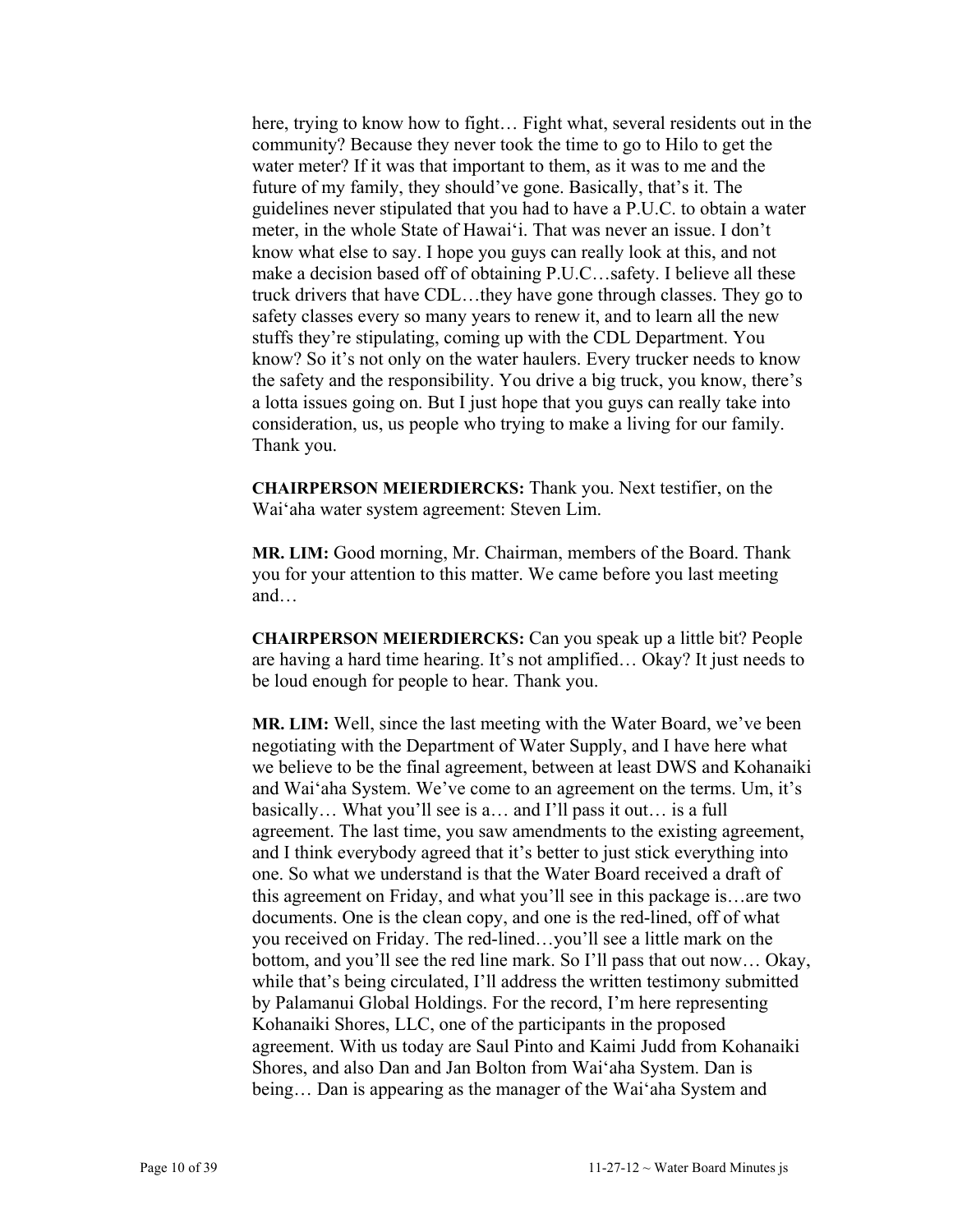here, trying to know how to fight… Fight what, several residents out in the community? Because they never took the time to go to Hilo to get the water meter? If it was that important to them, as it was to me and the future of my family, they should've gone. Basically, that's it. The guidelines never stipulated that you had to have a P.U.C. to obtain a water meter, in the whole State of Hawaiʻi. That was never an issue. I don't know what else to say. I hope you guys can really look at this, and not make a decision based off of obtaining P.U.C…safety. I believe all these truck drivers that have CDL…they have gone through classes. They go to safety classes every so many years to renew it, and to learn all the new stuffs they're stipulating, coming up with the CDL Department. You know? So it's not only on the water haulers. Every trucker needs to know the safety and the responsibility. You drive a big truck, you know, there's a lotta issues going on. But I just hope that you guys can really take into consideration, us, us people who trying to make a living for our family. Thank you.

**CHAIRPERSON MEIERDIERCKS:** Thank you. Next testifier, on the Waiʻaha water system agreement: Steven Lim.

**MR. LIM:** Good morning, Mr. Chairman, members of the Board. Thank you for your attention to this matter. We came before you last meeting and…

**CHAIRPERSON MEIERDIERCKS:** Can you speak up a little bit? People are having a hard time hearing. It's not amplified… Okay? It just needs to be loud enough for people to hear. Thank you.

**MR. LIM:** Well, since the last meeting with the Water Board, we've been negotiating with the Department of Water Supply, and I have here what we believe to be the final agreement, between at least DWS and Kohanaiki and Waiʻaha System. We've come to an agreement on the terms. Um, it's basically… What you'll see is a… and I'll pass it out… is a full agreement. The last time, you saw amendments to the existing agreement, and I think everybody agreed that it's better to just stick everything into one. So what we understand is that the Water Board received a draft of this agreement on Friday, and what you'll see in this package is…are two documents. One is the clean copy, and one is the red-lined, off of what you received on Friday. The red-lined…you'll see a little mark on the bottom, and you'll see the red line mark. So I'll pass that out now… Okay, while that's being circulated, I'll address the written testimony submitted by Palamanui Global Holdings. For the record, I'm here representing Kohanaiki Shores, LLC, one of the participants in the proposed agreement. With us today are Saul Pinto and Kaimi Judd from Kohanaiki Shores, and also Dan and Jan Bolton from Waiʻaha System. Dan is being… Dan is appearing as the manager of the Waiʻaha System and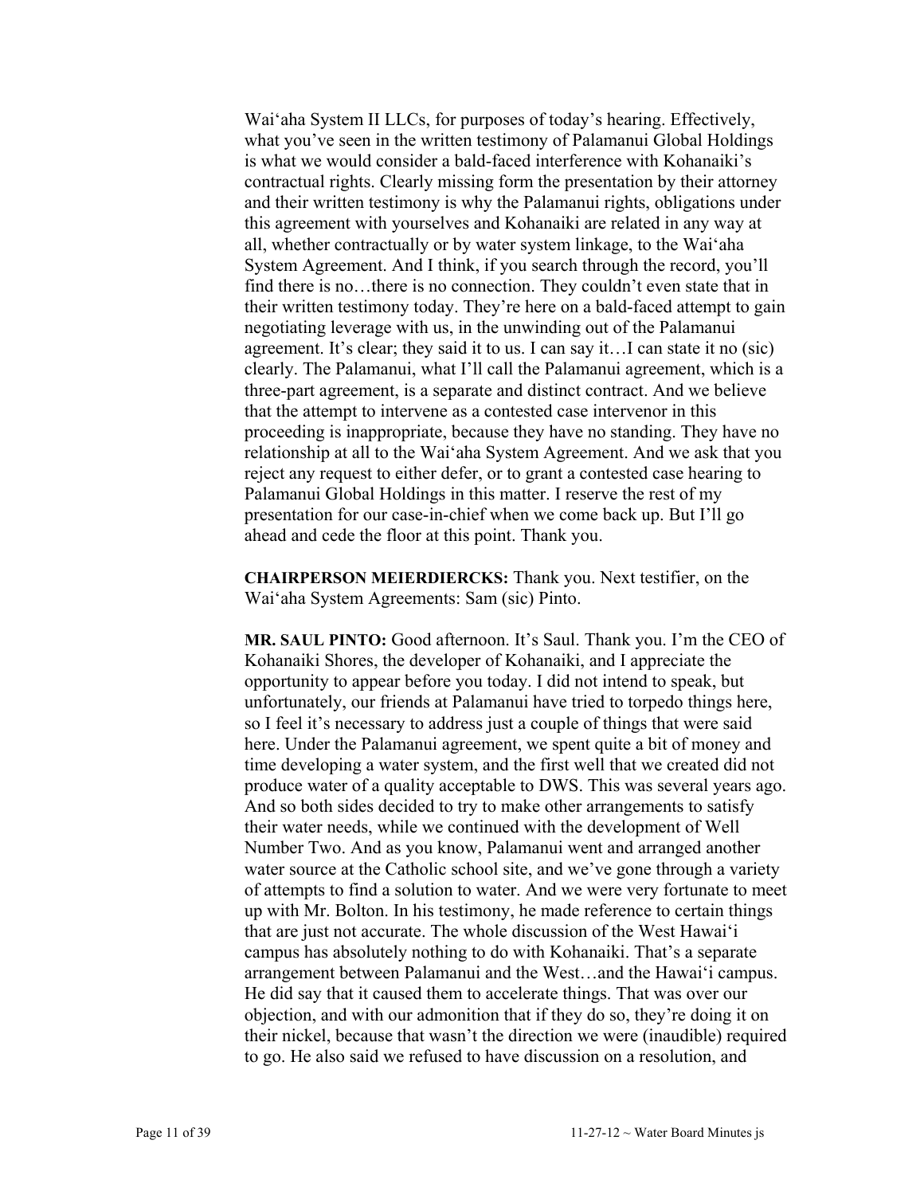Waiʻaha System II LLCs, for purposes of today's hearing. Effectively, what you've seen in the written testimony of Palamanui Global Holdings is what we would consider a bald-faced interference with Kohanaiki's contractual rights. Clearly missing form the presentation by their attorney and their written testimony is why the Palamanui rights, obligations under this agreement with yourselves and Kohanaiki are related in any way at all, whether contractually or by water system linkage, to the Waiʻaha System Agreement. And I think, if you search through the record, you'll find there is no…there is no connection. They couldn't even state that in their written testimony today. They're here on a bald-faced attempt to gain negotiating leverage with us, in the unwinding out of the Palamanui agreement. It's clear; they said it to us. I can say it…I can state it no (sic) clearly. The Palamanui, what I'll call the Palamanui agreement, which is a three-part agreement, is a separate and distinct contract. And we believe that the attempt to intervene as a contested case intervenor in this proceeding is inappropriate, because they have no standing. They have no relationship at all to the Waiʻaha System Agreement. And we ask that you reject any request to either defer, or to grant a contested case hearing to Palamanui Global Holdings in this matter. I reserve the rest of my presentation for our case-in-chief when we come back up. But I'll go ahead and cede the floor at this point. Thank you.

**CHAIRPERSON MEIERDIERCKS:** Thank you. Next testifier, on the Waiʻaha System Agreements: Sam (sic) Pinto.

**MR. SAUL PINTO:** Good afternoon. It's Saul. Thank you. I'm the CEO of Kohanaiki Shores, the developer of Kohanaiki, and I appreciate the opportunity to appear before you today. I did not intend to speak, but unfortunately, our friends at Palamanui have tried to torpedo things here, so I feel it's necessary to address just a couple of things that were said here. Under the Palamanui agreement, we spent quite a bit of money and time developing a water system, and the first well that we created did not produce water of a quality acceptable to DWS. This was several years ago. And so both sides decided to try to make other arrangements to satisfy their water needs, while we continued with the development of Well Number Two. And as you know, Palamanui went and arranged another water source at the Catholic school site, and we've gone through a variety of attempts to find a solution to water. And we were very fortunate to meet up with Mr. Bolton. In his testimony, he made reference to certain things that are just not accurate. The whole discussion of the West Hawaiʻi campus has absolutely nothing to do with Kohanaiki. That's a separate arrangement between Palamanui and the West…and the Hawaiʻi campus. He did say that it caused them to accelerate things. That was over our objection, and with our admonition that if they do so, they're doing it on their nickel, because that wasn't the direction we were (inaudible) required to go. He also said we refused to have discussion on a resolution, and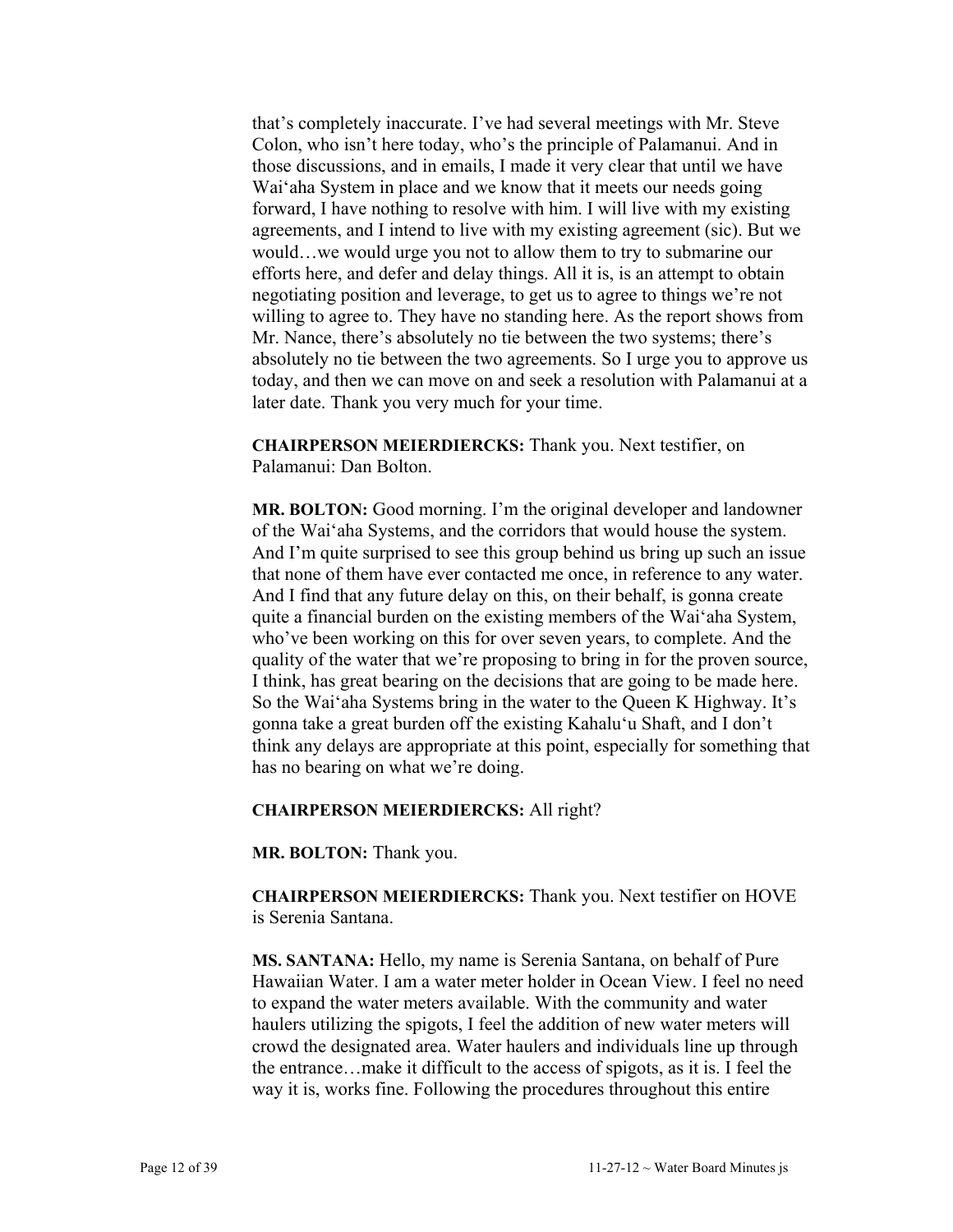that's completely inaccurate. I've had several meetings with Mr. Steve Colon, who isn't here today, who's the principle of Palamanui. And in those discussions, and in emails, I made it very clear that until we have Wai'aha System in place and we know that it meets our needs going forward, I have nothing to resolve with him. I will live with my existing agreements, and I intend to live with my existing agreement (sic). But we would…we would urge you not to allow them to try to submarine our efforts here, and defer and delay things. All it is, is an attempt to obtain negotiating position and leverage, to get us to agree to things we're not willing to agree to. They have no standing here. As the report shows from Mr. Nance, there's absolutely no tie between the two systems; there's absolutely no tie between the two agreements. So I urge you to approve us today, and then we can move on and seek a resolution with Palamanui at a later date. Thank you very much for your time.

**CHAIRPERSON MEIERDIERCKS:** Thank you. Next testifier, on Palamanui: Dan Bolton.

**MR. BOLTON:** Good morning. I'm the original developer and landowner of the Wai'aha Systems, and the corridors that would house the system. And I'm quite surprised to see this group behind us bring up such an issue that none of them have ever contacted me once, in reference to any water. And I find that any future delay on this, on their behalf, is gonna create quite a financial burden on the existing members of the Wai'aha System, who've been working on this for over seven years, to complete. And the quality of the water that we're proposing to bring in for the proven source, I think, has great bearing on the decisions that are going to be made here. So the Wai'aha Systems bring in the water to the Queen K Highway. It's gonna take a great burden off the existing Kahalu'u Shaft, and I don't think any delays are appropriate at this point, especially for something that has no bearing on what we're doing.

**CHAIRPERSON MEIERDIERCKS:** All right?

**MR. BOLTON:** Thank you.

**CHAIRPERSON MEIERDIERCKS:** Thank you. Next testifier on HOVE is Serenia Santana.

**MS. SANTANA:** Hello, my name is Serenia Santana, on behalf of Pure Hawaiian Water. I am a water meter holder in Ocean View. I feel no need to expand the water meters available. With the community and water haulers utilizing the spigots, I feel the addition of new water meters will crowd the designated area. Water haulers and individuals line up through the entrance…make it difficult to the access of spigots, as it is. I feel the way it is, works fine. Following the procedures throughout this entire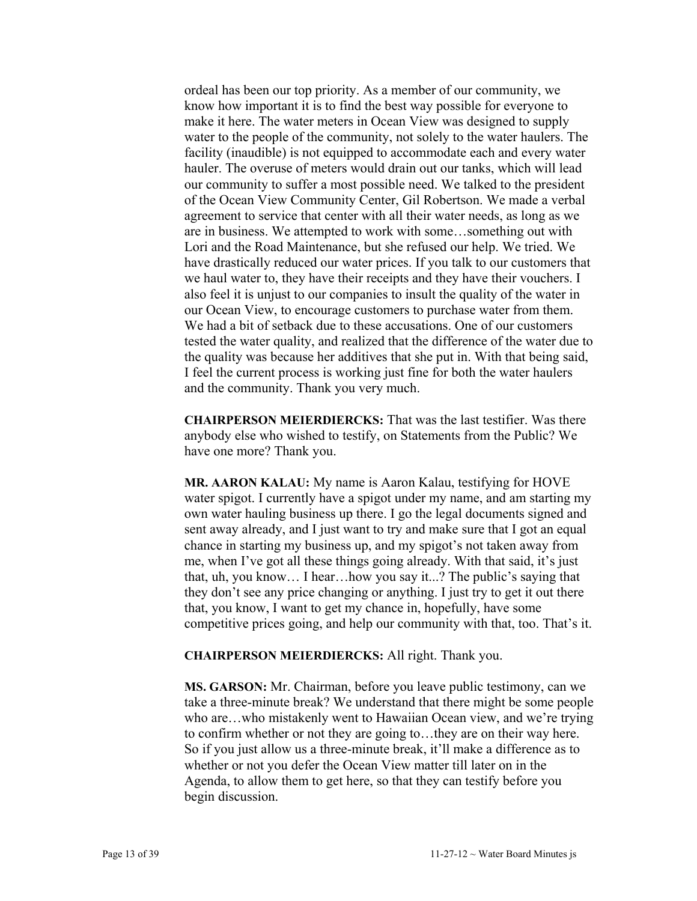ordeal has been our top priority. As a member of our community, we know how important it is to find the best way possible for everyone to make it here. The water meters in Ocean View was designed to supply water to the people of the community, not solely to the water haulers. The facility (inaudible) is not equipped to accommodate each and every water hauler. The overuse of meters would drain out our tanks, which will lead our community to suffer a most possible need. We talked to the president of the Ocean View Community Center, Gil Robertson. We made a verbal agreement to service that center with all their water needs, as long as we are in business. We attempted to work with some…something out with Lori and the Road Maintenance, but she refused our help. We tried. We have drastically reduced our water prices. If you talk to our customers that we haul water to, they have their receipts and they have their vouchers. I also feel it is unjust to our companies to insult the quality of the water in our Ocean View, to encourage customers to purchase water from them. We had a bit of setback due to these accusations. One of our customers tested the water quality, and realized that the difference of the water due to the quality was because her additives that she put in. With that being said, I feel the current process is working just fine for both the water haulers and the community. Thank you very much.

**CHAIRPERSON MEIERDIERCKS:** That was the last testifier. Was there anybody else who wished to testify, on Statements from the Public? We have one more? Thank you.

**MR. AARON KALAU:** My name is Aaron Kalau, testifying for HOVE water spigot. I currently have a spigot under my name, and am starting my own water hauling business up there. I go the legal documents signed and sent away already, and I just want to try and make sure that I got an equal chance in starting my business up, and my spigot's not taken away from me, when I've got all these things going already. With that said, it's just that, uh, you know… I hear…how you say it...? The public's saying that they don't see any price changing or anything. I just try to get it out there that, you know, I want to get my chance in, hopefully, have some competitive prices going, and help our community with that, too. That's it.

**CHAIRPERSON MEIERDIERCKS:** All right. Thank you.

**MS. GARSON:** Mr. Chairman, before you leave public testimony, can we take a three-minute break? We understand that there might be some people who are…who mistakenly went to Hawaiian Ocean view, and we're trying to confirm whether or not they are going to…they are on their way here. So if you just allow us a three-minute break, it'll make a difference as to whether or not you defer the Ocean View matter till later on in the Agenda, to allow them to get here, so that they can testify before you begin discussion.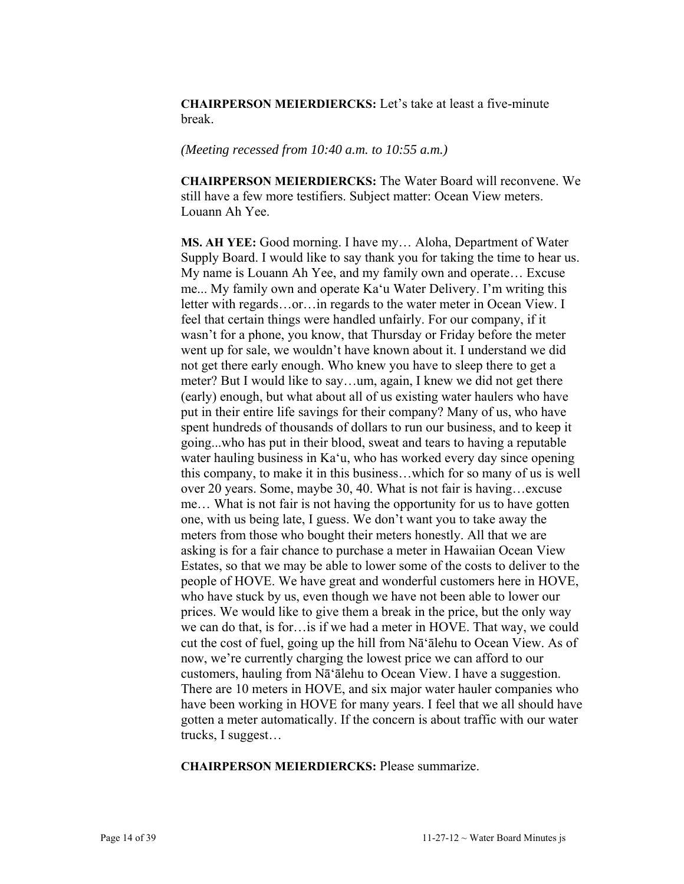**CHAIRPERSON MEIERDIERCKS:** Let's take at least a five-minute break.

*(Meeting recessed from 10:40 a.m. to 10:55 a.m.)*

**CHAIRPERSON MEIERDIERCKS:** The Water Board will reconvene. We still have a few more testifiers. Subject matter: Ocean View meters. Louann Ah Yee.

**MS. AH YEE:** Good morning. I have my… Aloha, Department of Water Supply Board. I would like to say thank you for taking the time to hear us. My name is Louann Ah Yee, and my family own and operate… Excuse me... My family own and operate Ka'u Water Delivery. I'm writing this letter with regards…or…in regards to the water meter in Ocean View. I feel that certain things were handled unfairly. For our company, if it wasn't for a phone, you know, that Thursday or Friday before the meter went up for sale, we wouldn't have known about it. I understand we did not get there early enough. Who knew you have to sleep there to get a meter? But I would like to say…um, again, I knew we did not get there (early) enough, but what about all of us existing water haulers who have put in their entire life savings for their company? Many of us, who have spent hundreds of thousands of dollars to run our business, and to keep it going...who has put in their blood, sweat and tears to having a reputable water hauling business in Ka'u, who has worked every day since opening this company, to make it in this business…which for so many of us is well over 20 years. Some, maybe 30, 40. What is not fair is having…excuse me… What is not fair is not having the opportunity for us to have gotten one, with us being late, I guess. We don't want you to take away the meters from those who bought their meters honestly. All that we are asking is for a fair chance to purchase a meter in Hawaiian Ocean View Estates, so that we may be able to lower some of the costs to deliver to the people of HOVE. We have great and wonderful customers here in HOVE, who have stuck by us, even though we have not been able to lower our prices. We would like to give them a break in the price, but the only way we can do that, is for…is if we had a meter in HOVE. That way, we could cut the cost of fuel, going up the hill from Nā'ālehu to Ocean View. As of now, we're currently charging the lowest price we can afford to our customers, hauling from Nā'ālehu to Ocean View. I have a suggestion. There are 10 meters in HOVE, and six major water hauler companies who have been working in HOVE for many years. I feel that we all should have gotten a meter automatically. If the concern is about traffic with our water trucks, I suggest…

**CHAIRPERSON MEIERDIERCKS:** Please summarize.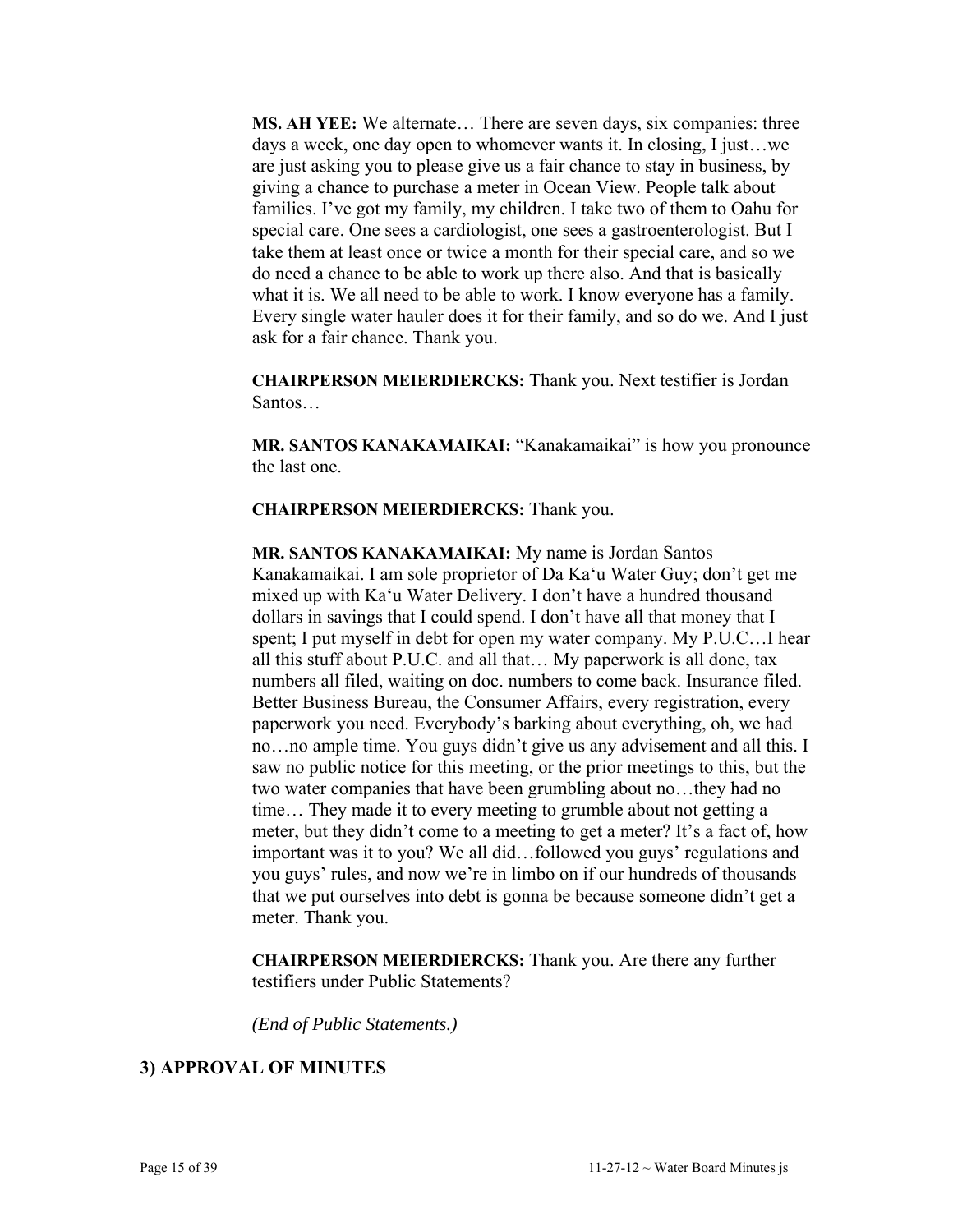**MS. AH YEE:** We alternate… There are seven days, six companies: three days a week, one day open to whomever wants it. In closing, I just…we are just asking you to please give us a fair chance to stay in business, by giving a chance to purchase a meter in Ocean View. People talk about families. I've got my family, my children. I take two of them to Oahu for special care. One sees a cardiologist, one sees a gastroenterologist. But I take them at least once or twice a month for their special care, and so we do need a chance to be able to work up there also. And that is basically what it is. We all need to be able to work. I know everyone has a family. Every single water hauler does it for their family, and so do we. And I just ask for a fair chance. Thank you.

**CHAIRPERSON MEIERDIERCKS:** Thank you. Next testifier is Jordan Santos…

**MR. SANTOS KANAKAMAIKAI:** "Kanakamaikai" is how you pronounce the last one.

**CHAIRPERSON MEIERDIERCKS:** Thank you.

**MR. SANTOS KANAKAMAIKAI:** My name is Jordan Santos Kanakamaikai. I am sole proprietor of Da Ka'u Water Guy; don't get me mixed up with Ka'u Water Delivery. I don't have a hundred thousand dollars in savings that I could spend. I don't have all that money that I spent; I put myself in debt for open my water company. My P.U.C…I hear all this stuff about P.U.C. and all that… My paperwork is all done, tax numbers all filed, waiting on doc. numbers to come back. Insurance filed. Better Business Bureau, the Consumer Affairs, every registration, every paperwork you need. Everybody's barking about everything, oh, we had no…no ample time. You guys didn't give us any advisement and all this. I saw no public notice for this meeting, or the prior meetings to this, but the two water companies that have been grumbling about no…they had no time… They made it to every meeting to grumble about not getting a meter, but they didn't come to a meeting to get a meter? It's a fact of, how important was it to you? We all did…followed you guys' regulations and you guys' rules, and now we're in limbo on if our hundreds of thousands that we put ourselves into debt is gonna be because someone didn't get a meter. Thank you.

**CHAIRPERSON MEIERDIERCKS:** Thank you. Are there any further testifiers under Public Statements?

*(End of Public Statements.)*

## 3) APPROVAL OF MINUTES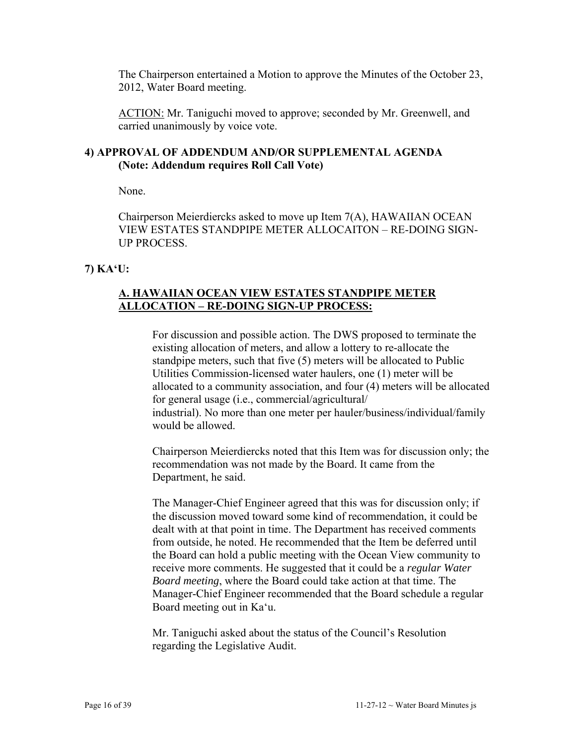The Chairperson entertained a Motion to approve the Minutes of the October 23, 2012, Water Board meeting.

ACTION: Mr. Taniguchi moved to approve; seconded by Mr. Greenwell, and carried unanimously by voice vote.

## 4) APPROVAL OF ADDENDUM AND/OR SUPPLEMENTAL AGENDA (Note: Addendum requires Roll Call Vote)

None.

Chairperson Meierdiercks asked to move up Item 7(A), HAWAIIAN OCEAN VIEW ESTATES STANDPIPE METER ALLOCAITON – RE-DOING SIGN-UP PROCESS.

## 7) KA‘U:

### A. HAWAIIAN OCEAN VIEW ESTATES STANDPIPE METER ALLOCATION – RE-DOING SIGN-UP PROCESS:

For discussion and possible action. The DWS proposed to terminate the existing allocation of meters, and allow a lottery to re-allocate the standpipe meters, such that five (5) meters will be allocated to Public Utilities Commission-licensed water haulers, one (1) meter will be allocated to a community association, and four (4) meters will be allocated for general usage (i.e., commercial/agricultural/ industrial). No more than one meter per hauler/business/individual/family would be allowed.

Chairperson Meierdiercks noted that this Item was for discussion only; the recommendation was not made by the Board. It came from the Department, he said.

The Manager-Chief Engineer agreed that this was for discussion only; if the discussion moved toward some kind of recommendation, it could be dealt with at that point in time. The Department has received comments from outside, he noted. He recommended that the Item be deferred until the Board can hold a public meeting with the Ocean View community to receive more comments. He suggested that it could be a *regular Water Board meeting*, where the Board could take action at that time. The Manager-Chief Engineer recommended that the Board schedule a regular Board meeting out in Ka‘u.

Mr. Taniguchi asked about the status of the Council’s Resolution regarding the Legislative Audit.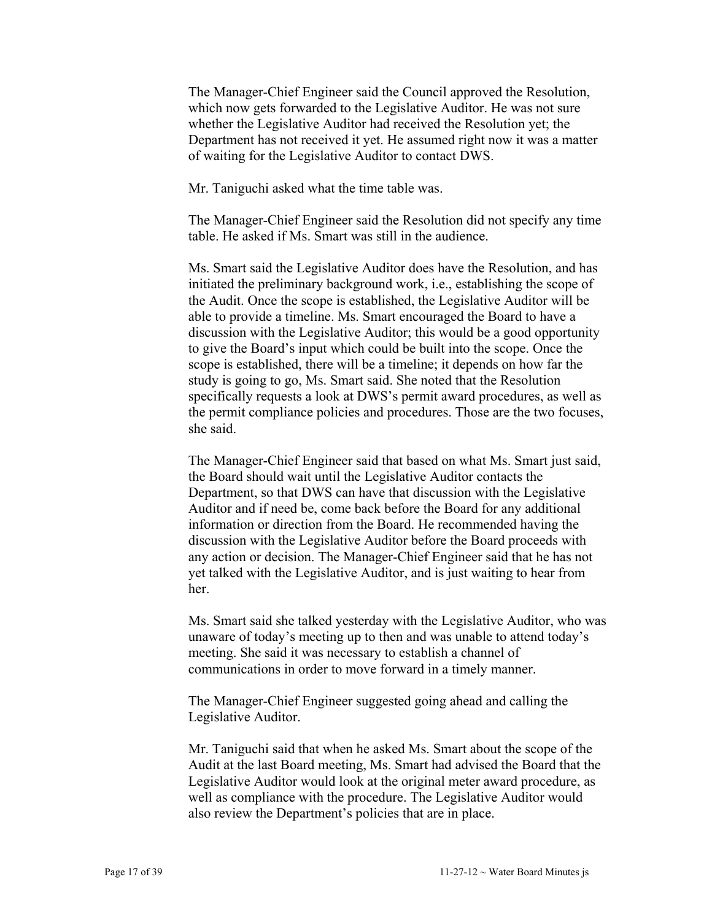The Manager-Chief Engineer said the Council approved the Resolution, which now gets forwarded to the Legislative Auditor. He was not sure whether the Legislative Auditor had received the Resolution yet; the Department has not received it yet. He assumed right now it was a matter of waiting for the Legislative Auditor to contact DWS.

Mr. Taniguchi asked what the time table was.

The Manager-Chief Engineer said the Resolution did not specify any time table. He asked if Ms. Smart was still in the audience.

Ms. Smart said the Legislative Auditor does have the Resolution, and has initiated the preliminary background work, i.e., establishing the scope of the Audit. Once the scope is established, the Legislative Auditor will be able to provide a timeline. Ms. Smart encouraged the Board to have a discussion with the Legislative Auditor; this would be a good opportunity to give the Board's input which could be built into the scope. Once the scope is established, there will be a timeline; it depends on how far the study is going to go, Ms. Smart said. She noted that the Resolution specifically requests a look at DWS's permit award procedures, as well as the permit compliance policies and procedures. Those are the two focuses, she said.

The Manager-Chief Engineer said that based on what Ms. Smart just said, the Board should wait until the Legislative Auditor contacts the Department, so that DWS can have that discussion with the Legislative Auditor and if need be, come back before the Board for any additional information or direction from the Board. He recommended having the discussion with the Legislative Auditor before the Board proceeds with any action or decision. The Manager-Chief Engineer said that he has not yet talked with the Legislative Auditor, and is just waiting to hear from her.

Ms. Smart said she talked yesterday with the Legislative Auditor, who was unaware of today's meeting up to then and was unable to attend today's meeting. She said it was necessary to establish a channel of communications in order to move forward in a timely manner.

The Manager-Chief Engineer suggested going ahead and calling the Legislative Auditor.

Mr. Taniguchi said that when he asked Ms. Smart about the scope of the Audit at the last Board meeting, Ms. Smart had advised the Board that the Legislative Auditor would look at the original meter award procedure, as well as compliance with the procedure. The Legislative Auditor would also review the Department's policies that are in place.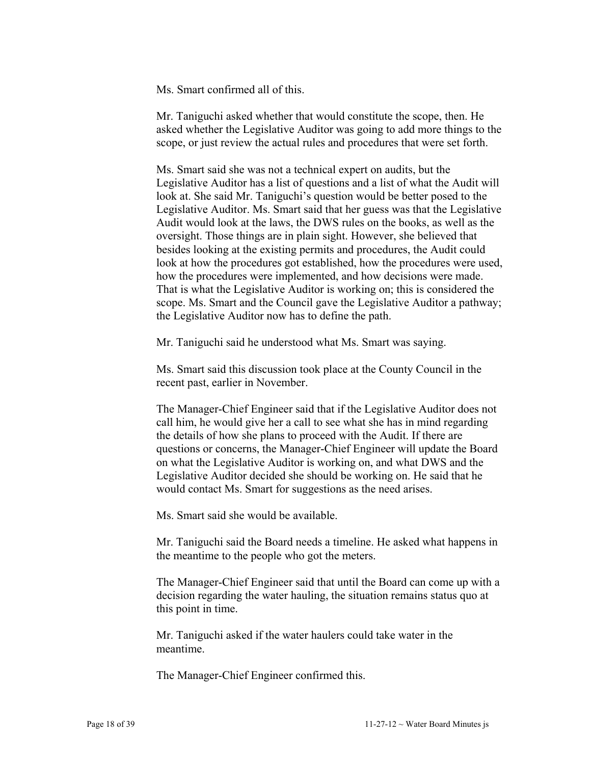Ms. Smart confirmed all of this.

Mr. Taniguchi asked whether that would constitute the scope, then. He asked whether the Legislative Auditor was going to add more things to the scope, or just review the actual rules and procedures that were set forth.

Ms. Smart said she was not a technical expert on audits, but the Legislative Auditor has a list of questions and a list of what the Audit will look at. She said Mr. Taniguchi's question would be better posed to the Legislative Auditor. Ms. Smart said that her guess was that the Legislative Audit would look at the laws, the DWS rules on the books, as well as the oversight. Those things are in plain sight. However, she believed that besides looking at the existing permits and procedures, the Audit could look at how the procedures got established, how the procedures were used, how the procedures were implemented, and how decisions were made. That is what the Legislative Auditor is working on; this is considered the scope. Ms. Smart and the Council gave the Legislative Auditor a pathway; the Legislative Auditor now has to define the path.

Mr. Taniguchi said he understood what Ms. Smart was saying.

Ms. Smart said this discussion took place at the County Council in the recent past, earlier in November.

The Manager-Chief Engineer said that if the Legislative Auditor does not call him, he would give her a call to see what she has in mind regarding the details of how she plans to proceed with the Audit. If there are questions or concerns, the Manager-Chief Engineer will update the Board on what the Legislative Auditor is working on, and what DWS and the Legislative Auditor decided she should be working on. He said that he would contact Ms. Smart for suggestions as the need arises.

Ms. Smart said she would be available.

Mr. Taniguchi said the Board needs a timeline. He asked what happens in the meantime to the people who got the meters.

The Manager-Chief Engineer said that until the Board can come up with a decision regarding the water hauling, the situation remains status quo at this point in time.

Mr. Taniguchi asked if the water haulers could take water in the meantime.

The Manager-Chief Engineer confirmed this.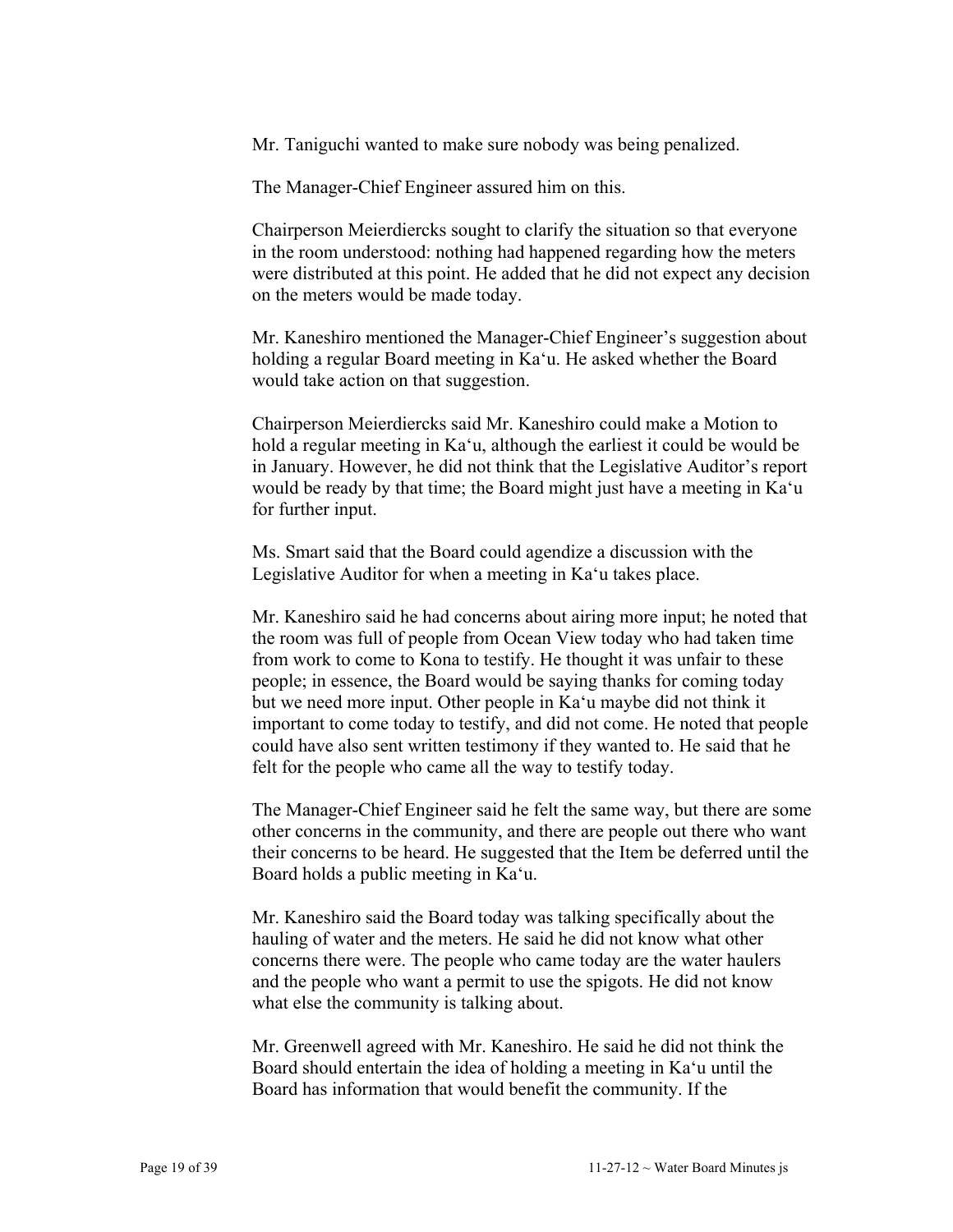Mr. Taniguchi wanted to make sure nobody was being penalized.

The Manager-Chief Engineer assured him on this.

Chairperson Meierdiercks sought to clarify the situation so that everyone in the room understood: nothing had happened regarding how the meters were distributed at this point. He added that he did not expect any decision on the meters would be made today.

Mr. Kaneshiro mentioned the Manager-Chief Engineer's suggestion about holding a regular Board meeting in Ka'u. He asked whether the Board would take action on that suggestion.

Chairperson Meierdiercks said Mr. Kaneshiro could make a Motion to hold a regular meeting in Ka'u, although the earliest it could be would be in January. However, he did not think that the Legislative Auditor's report would be ready by that time; the Board might just have a meeting in Ka'u for further input.

Ms. Smart said that the Board could agendize a discussion with the Legislative Auditor for when a meeting in Ka'u takes place.

Mr. Kaneshiro said he had concerns about airing more input; he noted that the room was full of people from Ocean View today who had taken time from work to come to Kona to testify. He thought it was unfair to these people; in essence, the Board would be saying thanks for coming today but we need more input. Other people in Ka'u maybe did not think it important to come today to testify, and did not come. He noted that people could have also sent written testimony if they wanted to. He said that he felt for the people who came all the way to testify today.

The Manager-Chief Engineer said he felt the same way, but there are some other concerns in the community, and there are people out there who want their concerns to be heard. He suggested that the Item be deferred until the Board holds a public meeting in Ka'u.

Mr. Kaneshiro said the Board today was talking specifically about the hauling of water and the meters. He said he did not know what other concerns there were. The people who came today are the water haulers and the people who want a permit to use the spigots. He did not know what else the community is talking about.

Mr. Greenwell agreed with Mr. Kaneshiro. He said he did not think the Board should entertain the idea of holding a meeting in Ka'u until the Board has information that would benefit the community. If the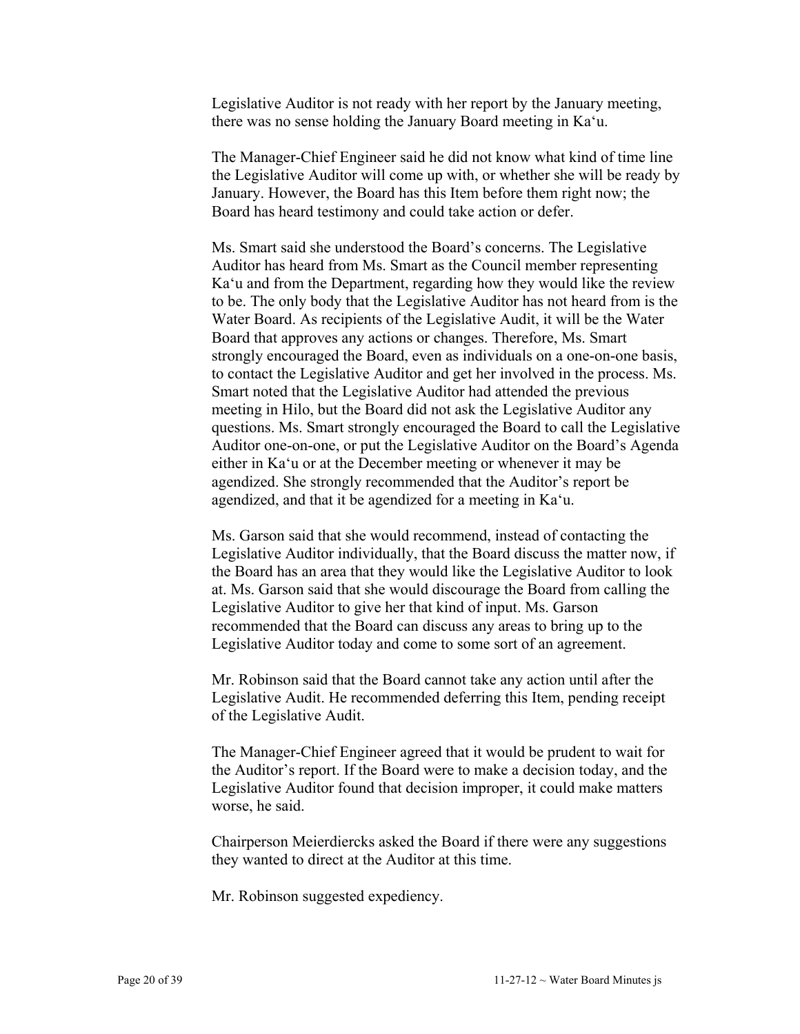Legislative Auditor is not ready with her report by the January meeting, there was no sense holding the January Board meeting in Ka‘u.

The Manager-Chief Engineer said he did not know what kind of time line the Legislative Auditor will come up with, or whether she will be ready by January. However, the Board has this Item before them right now; the Board has heard testimony and could take action or defer.

Ms. Smart said she understood the Board's concerns. The Legislative Auditor has heard from Ms. Smart as the Council member representing Ka‘u and from the Department, regarding how they would like the review to be. The only body that the Legislative Auditor has not heard from is the Water Board. As recipients of the Legislative Audit, it will be the Water Board that approves any actions or changes. Therefore, Ms. Smart strongly encouraged the Board, even as individuals on a one-on-one basis, to contact the Legislative Auditor and get her involved in the process. Ms. Smart noted that the Legislative Auditor had attended the previous meeting in Hilo, but the Board did not ask the Legislative Auditor any questions. Ms. Smart strongly encouraged the Board to call the Legislative Auditor one-on-one, or put the Legislative Auditor on the Board's Agenda either in Ka‘u or at the December meeting or whenever it may be agendized. She strongly recommended that the Auditor's report be agendized, and that it be agendized for a meeting in Ka‘u.

Ms. Garson said that she would recommend, instead of contacting the Legislative Auditor individually, that the Board discuss the matter now, if the Board has an area that they would like the Legislative Auditor to look at. Ms. Garson said that she would discourage the Board from calling the Legislative Auditor to give her that kind of input. Ms. Garson recommended that the Board can discuss any areas to bring up to the Legislative Auditor today and come to some sort of an agreement.

Mr. Robinson said that the Board cannot take any action until after the Legislative Audit. He recommended deferring this Item, pending receipt of the Legislative Audit.

The Manager-Chief Engineer agreed that it would be prudent to wait for the Auditor's report. If the Board were to make a decision today, and the Legislative Auditor found that decision improper, it could make matters worse, he said.

Chairperson Meierdiercks asked the Board if there were any suggestions they wanted to direct at the Auditor at this time.

Mr. Robinson suggested expediency.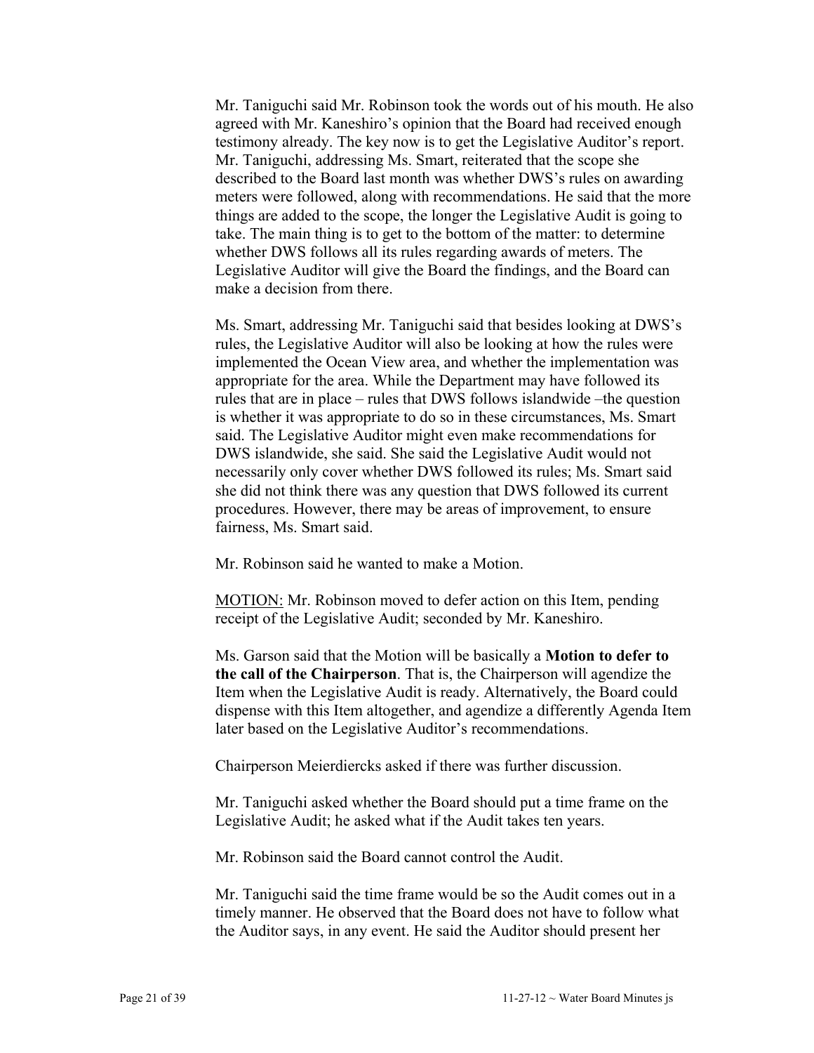Mr. Taniguchi said Mr. Robinson took the words out of his mouth. He also agreed with Mr. Kaneshiro's opinion that the Board had received enough testimony already. The key now is to get the Legislative Auditor's report. Mr. Taniguchi, addressing Ms. Smart, reiterated that the scope she described to the Board last month was whether DWS's rules on awarding meters were followed, along with recommendations. He said that the more things are added to the scope, the longer the Legislative Audit is going to take. The main thing is to get to the bottom of the matter: to determine whether DWS follows all its rules regarding awards of meters. The Legislative Auditor will give the Board the findings, and the Board can make a decision from there.

Ms. Smart, addressing Mr. Taniguchi said that besides looking at DWS's rules, the Legislative Auditor will also be looking at how the rules were implemented the Ocean View area, and whether the implementation was appropriate for the area. While the Department may have followed its rules that are in place – rules that DWS follows islandwide –the question is whether it was appropriate to do so in these circumstances, Ms. Smart said. The Legislative Auditor might even make recommendations for DWS islandwide, she said. She said the Legislative Audit would not necessarily only cover whether DWS followed its rules; Ms. Smart said she did not think there was any question that DWS followed its current procedures. However, there may be areas of improvement, to ensure fairness, Ms. Smart said.

Mr. Robinson said he wanted to make a Motion.

<u>MOTION:</u> Mr. Robinson moved to defer action on this Item, pending receipt of the Legislative Audit; seconded by Mr. Kaneshiro.

Ms. Garson said that the Motion will be basically a **Motion to defer to the call of the Chairperson**. That is, the Chairperson will agendize the Item when the Legislative Audit is ready. Alternatively, the Board could dispense with this Item altogether, and agendize a differently Agenda Item later based on the Legislative Auditor's recommendations.

Chairperson Meierdiercks asked if there was further discussion.

Mr. Taniguchi asked whether the Board should put a time frame on the Legislative Audit; he asked what if the Audit takes ten years.

Mr. Robinson said the Board cannot control the Audit.

Mr. Taniguchi said the time frame would be so the Audit comes out in a timely manner. He observed that the Board does not have to follow what the Auditor says, in any event. He said the Auditor should present her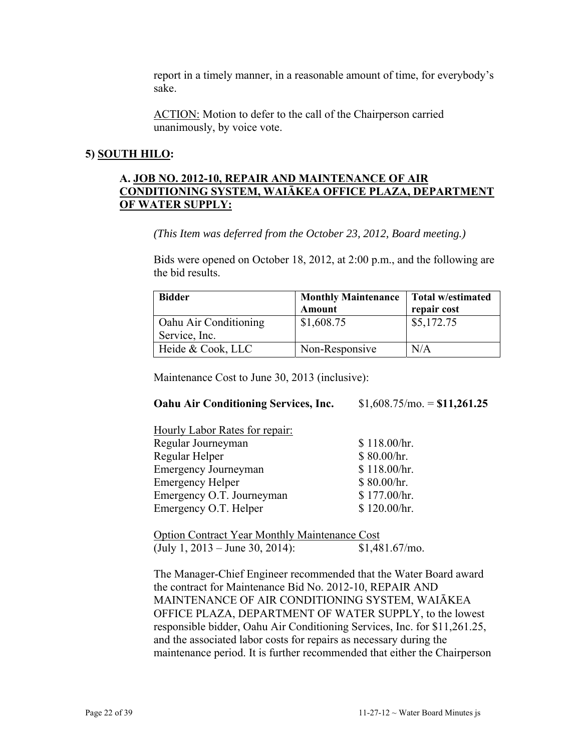report in a timely manner, in a reasonable amount of time, for everybody's sake.

ACTION: Motion to defer to the call of the Chairperson carried unanimously, by voice vote.

## 5) SOUTH HILO:

### A. JOB NO. 2012-10, REPAIR AND MAINTENANCE OF AIR CONDITIONING SYSTEM, WAIĀKEA OFFICE PLAZA, DEPARTMENT OF WATER SUPPLY:

*(This Item was deferred from the October 23, 2012, Board meeting.)*

Bids were opened on October 18, 2012, at 2:00 p.m., and the following are the bid results.

| Bidder | Monthly Maintenance Amount | Total w/estimated repair cost |
|---|---|---|
| Oahu Air Conditioning Service, Inc. | $1,608.75 | $5,172.75 |
| Heide & Cook, LLC | Non-Responsive | N/A |

Maintenance Cost to June 30, 2013 (inclusive):

**Oahu Air Conditioning Services, Inc.** $1,608.75/mo. = **$11,261.25**

Hourly Labor Rates for repair:

| | |
|---|---|
| Regular Journeyman | $ 118.00/hr. |
| Regular Helper | $ 80.00/hr. |
| Emergency Journeyman | $ 118.00/hr. |
| Emergency Helper | $ 80.00/hr. |
| Emergency O.T. Journeyman | $ 177.00/hr. |
| Emergency O.T. Helper | $ 120.00/hr. |

Option Contract Year Monthly Maintenance Cost
(July 1, 2013 – June 30, 2014): $1,481.67/mo.

The Manager-Chief Engineer recommended that the Water Board award the contract for Maintenance Bid No. 2012-10, REPAIR AND MAINTENANCE OF AIR CONDITIONING SYSTEM, WAIĀKEA OFFICE PLAZA, DEPARTMENT OF WATER SUPPLY, to the lowest responsible bidder, Oahu Air Conditioning Services, Inc. for $11,261.25, and the associated labor costs for repairs as necessary during the maintenance period. It is further recommended that either the Chairperson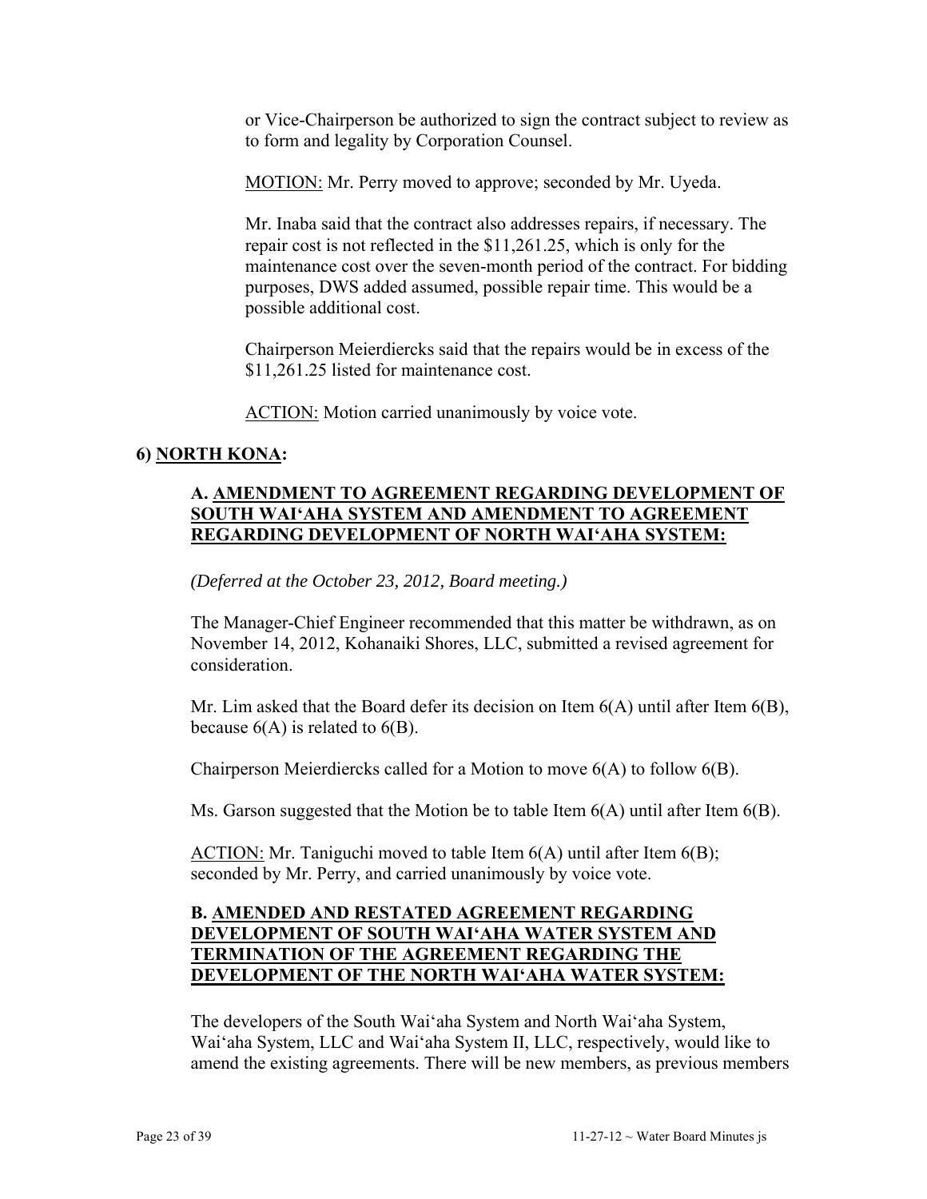or Vice-Chairperson be authorized to sign the contract subject to review as to form and legality by Corporation Counsel.

<u>MOTION:</u> Mr. Perry moved to approve; seconded by Mr. Uyeda.

Mr. Inaba said that the contract also addresses repairs, if necessary. The repair cost is not reflected in the $11,261.25, which is only for the maintenance cost over the seven-month period of the contract. For bidding purposes, DWS added assumed, possible repair time. This would be a possible additional cost.

Chairperson Meierdiercks said that the repairs would be in excess of the $11,261.25 listed for maintenance cost.

<u>ACTION:</u> Motion carried unanimously by voice vote.

## 6) <u>NORTH KONA</u>:

### A. <u>AMENDMENT TO AGREEMENT REGARDING DEVELOPMENT OF SOUTH WAI'AHA SYSTEM AND AMENDMENT TO AGREEMENT REGARDING DEVELOPMENT OF NORTH WAI'AHA SYSTEM:</u>

*(Deferred at the October 23, 2012, Board meeting.)*

The Manager-Chief Engineer recommended that this matter be withdrawn, as on November 14, 2012, Kohanaiki Shores, LLC, submitted a revised agreement for consideration.

Mr. Lim asked that the Board defer its decision on Item 6(A) until after Item 6(B), because 6(A) is related to 6(B).

Chairperson Meierdiercks called for a Motion to move 6(A) to follow 6(B).

Ms. Garson suggested that the Motion be to table Item 6(A) until after Item 6(B).

<u>ACTION:</u> Mr. Taniguchi moved to table Item 6(A) until after Item 6(B); seconded by Mr. Perry, and carried unanimously by voice vote.

### B. <u>AMENDED AND RESTATED AGREEMENT REGARDING DEVELOPMENT OF SOUTH WAI'AHA WATER SYSTEM AND TERMINATION OF THE AGREEMENT REGARDING THE DEVELOPMENT OF THE NORTH WAI'AHA WATER SYSTEM:</u>

The developers of the South Wai'aha System and North Wai'aha System, Wai'aha System, LLC and Wai'aha System II, LLC, respectively, would like to amend the existing agreements. There will be new members, as previous members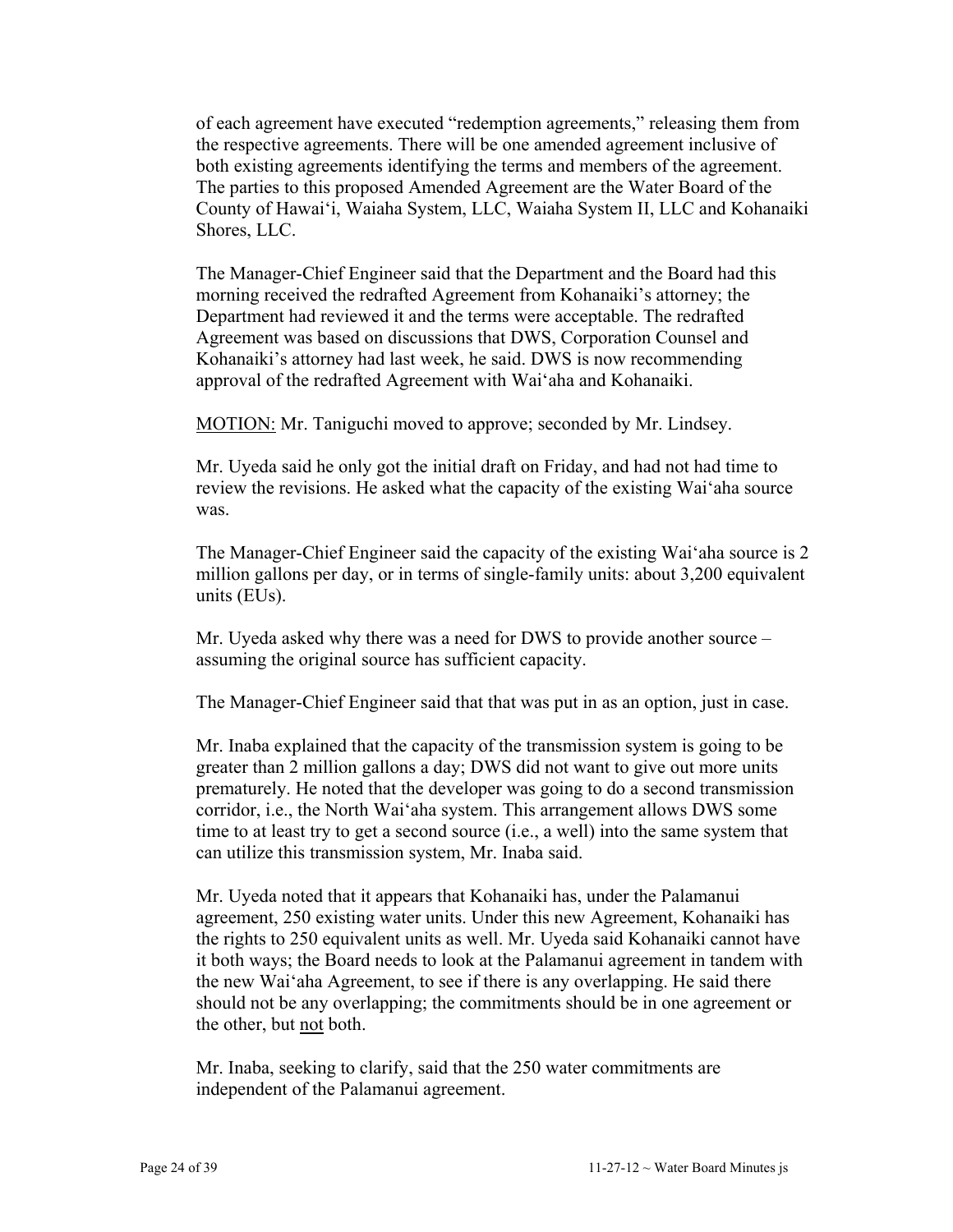of each agreement have executed "redemption agreements," releasing them from the respective agreements. There will be one amended agreement inclusive of both existing agreements identifying the terms and members of the agreement. The parties to this proposed Amended Agreement are the Water Board of the County of Hawai'i, Waiaha System, LLC, Waiaha System II, LLC and Kohanaiki Shores, LLC.

The Manager-Chief Engineer said that the Department and the Board had this morning received the redrafted Agreement from Kohanaiki's attorney; the Department had reviewed it and the terms were acceptable. The redrafted Agreement was based on discussions that DWS, Corporation Counsel and Kohanaiki's attorney had last week, he said. DWS is now recommending approval of the redrafted Agreement with Wai'aha and Kohanaiki.

<u>MOTION:</u> Mr. Taniguchi moved to approve; seconded by Mr. Lindsey.

Mr. Uyeda said he only got the initial draft on Friday, and had not had time to review the revisions. He asked what the capacity of the existing Wai'aha source was.

The Manager-Chief Engineer said the capacity of the existing Wai'aha source is 2 million gallons per day, or in terms of single-family units: about 3,200 equivalent units (EUs).

Mr. Uyeda asked why there was a need for DWS to provide another source – assuming the original source has sufficient capacity.

The Manager-Chief Engineer said that that was put in as an option, just in case.

Mr. Inaba explained that the capacity of the transmission system is going to be greater than 2 million gallons a day; DWS did not want to give out more units prematurely. He noted that the developer was going to do a second transmission corridor, i.e., the North Wai'aha system. This arrangement allows DWS some time to at least try to get a second source (i.e., a well) into the same system that can utilize this transmission system, Mr. Inaba said.

Mr. Uyeda noted that it appears that Kohanaiki has, under the Palamanui agreement, 250 existing water units. Under this new Agreement, Kohanaiki has the rights to 250 equivalent units as well. Mr. Uyeda said Kohanaiki cannot have it both ways; the Board needs to look at the Palamanui agreement in tandem with the new Wai'aha Agreement, to see if there is any overlapping. He said there should not be any overlapping; the commitments should be in one agreement or the other, but <u>not</u> both.

Mr. Inaba, seeking to clarify, said that the 250 water commitments are independent of the Palamanui agreement.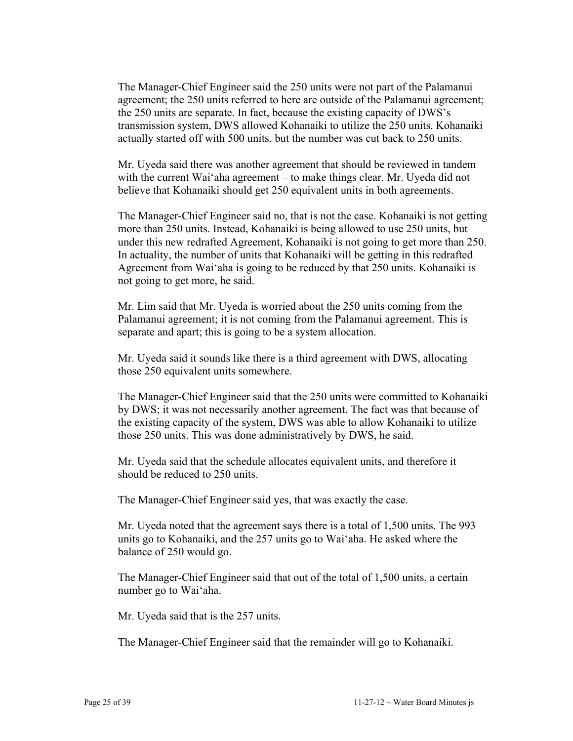The Manager-Chief Engineer said the 250 units were not part of the Palamanui agreement; the 250 units referred to here are outside of the Palamanui agreement; the 250 units are separate. In fact, because the existing capacity of DWS's transmission system, DWS allowed Kohanaiki to utilize the 250 units. Kohanaiki actually started off with 500 units, but the number was cut back to 250 units.

Mr. Uyeda said there was another agreement that should be reviewed in tandem with the current Wai'aha agreement – to make things clear. Mr. Uyeda did not believe that Kohanaiki should get 250 equivalent units in both agreements.

The Manager-Chief Engineer said no, that is not the case. Kohanaiki is not getting more than 250 units. Instead, Kohanaiki is being allowed to use 250 units, but under this new redrafted Agreement, Kohanaiki is not going to get more than 250. In actuality, the number of units that Kohanaiki will be getting in this redrafted Agreement from Wai'aha is going to be reduced by that 250 units. Kohanaiki is not going to get more, he said.

Mr. Lim said that Mr. Uyeda is worried about the 250 units coming from the Palamanui agreement; it is not coming from the Palamanui agreement. This is separate and apart; this is going to be a system allocation.

Mr. Uyeda said it sounds like there is a third agreement with DWS, allocating those 250 equivalent units somewhere.

The Manager-Chief Engineer said that the 250 units were committed to Kohanaiki by DWS; it was not necessarily another agreement. The fact was that because of the existing capacity of the system, DWS was able to allow Kohanaiki to utilize those 250 units. This was done administratively by DWS, he said.

Mr. Uyeda said that the schedule allocates equivalent units, and therefore it should be reduced to 250 units.

The Manager-Chief Engineer said yes, that was exactly the case.

Mr. Uyeda noted that the agreement says there is a total of 1,500 units. The 993 units go to Kohanaiki, and the 257 units go to Wai'aha. He asked where the balance of 250 would go.

The Manager-Chief Engineer said that out of the total of 1,500 units, a certain number go to Wai'aha.

Mr. Uyeda said that is the 257 units.

The Manager-Chief Engineer said that the remainder will go to Kohanaiki.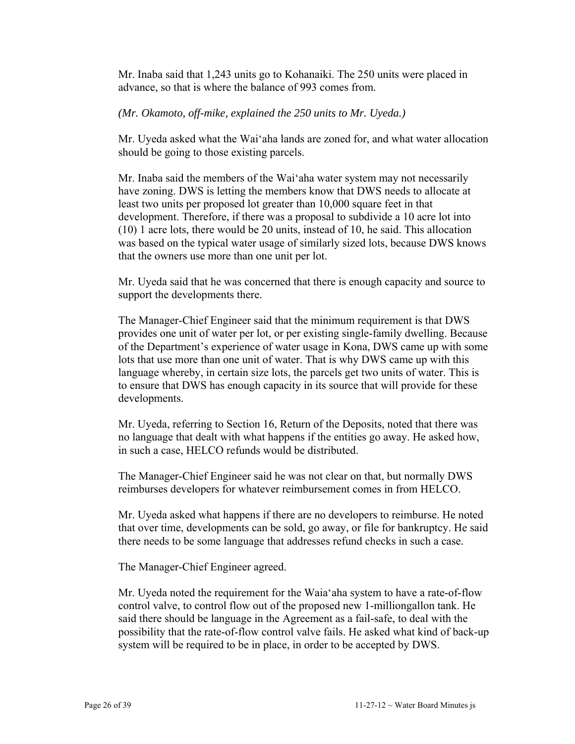Mr. Inaba said that 1,243 units go to Kohanaiki. The 250 units were placed in advance, so that is where the balance of 993 comes from.

*(Mr. Okamoto, off-mike, explained the 250 units to Mr. Uyeda.)*

Mr. Uyeda asked what the Wai'aha lands are zoned for, and what water allocation should be going to those existing parcels.

Mr. Inaba said the members of the Wai'aha water system may not necessarily have zoning. DWS is letting the members know that DWS needs to allocate at least two units per proposed lot greater than 10,000 square feet in that development. Therefore, if there was a proposal to subdivide a 10 acre lot into (10) 1 acre lots, there would be 20 units, instead of 10, he said. This allocation was based on the typical water usage of similarly sized lots, because DWS knows that the owners use more than one unit per lot.

Mr. Uyeda said that he was concerned that there is enough capacity and source to support the developments there.

The Manager-Chief Engineer said that the minimum requirement is that DWS provides one unit of water per lot, or per existing single-family dwelling. Because of the Department's experience of water usage in Kona, DWS came up with some lots that use more than one unit of water. That is why DWS came up with this language whereby, in certain size lots, the parcels get two units of water. This is to ensure that DWS has enough capacity in its source that will provide for these developments.

Mr. Uyeda, referring to Section 16, Return of the Deposits, noted that there was no language that dealt with what happens if the entities go away. He asked how, in such a case, HELCO refunds would be distributed.

The Manager-Chief Engineer said he was not clear on that, but normally DWS reimburses developers for whatever reimbursement comes in from HELCO.

Mr. Uyeda asked what happens if there are no developers to reimburse. He noted that over time, developments can be sold, go away, or file for bankruptcy. He said there needs to be some language that addresses refund checks in such a case.

The Manager-Chief Engineer agreed.

Mr. Uyeda noted the requirement for the Waia'aha system to have a rate-of-flow control valve, to control flow out of the proposed new 1-milliongallon tank. He said there should be language in the Agreement as a fail-safe, to deal with the possibility that the rate-of-flow control valve fails. He asked what kind of back-up system will be required to be in place, in order to be accepted by DWS.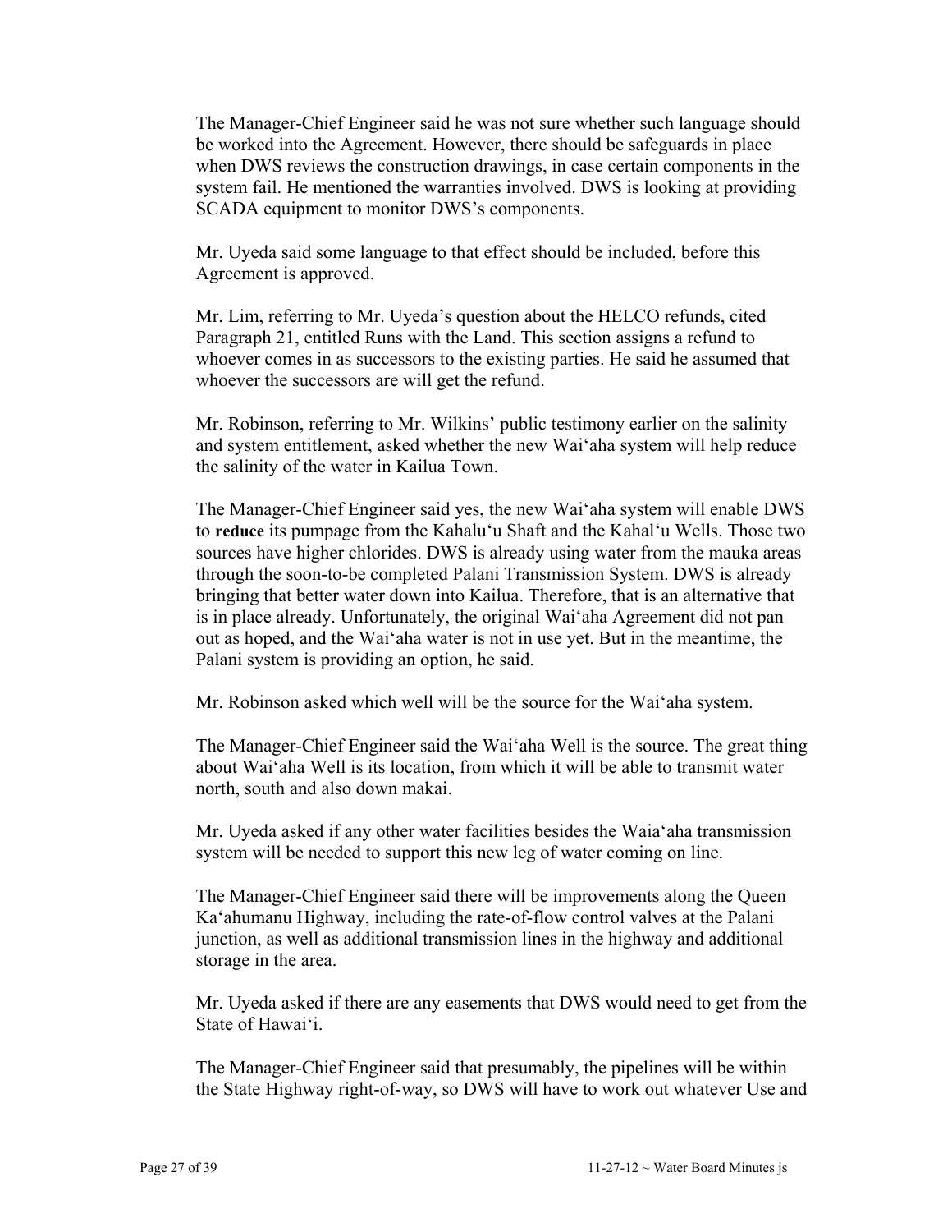The Manager-Chief Engineer said he was not sure whether such language should be worked into the Agreement. However, there should be safeguards in place when DWS reviews the construction drawings, in case certain components in the system fail. He mentioned the warranties involved. DWS is looking at providing SCADA equipment to monitor DWS's components.

Mr. Uyeda said some language to that effect should be included, before this Agreement is approved.

Mr. Lim, referring to Mr. Uyeda's question about the HELCO refunds, cited Paragraph 21, entitled Runs with the Land. This section assigns a refund to whoever comes in as successors to the existing parties. He said he assumed that whoever the successors are will get the refund.

Mr. Robinson, referring to Mr. Wilkins' public testimony earlier on the salinity and system entitlement, asked whether the new Waiʻaha system will help reduce the salinity of the water in Kailua Town.

The Manager-Chief Engineer said yes, the new Waiʻaha system will enable DWS to **reduce** its pumpage from the Kahaluʻu Shaft and the Kahalʻu Wells. Those two sources have higher chlorides. DWS is already using water from the mauka areas through the soon-to-be completed Palani Transmission System. DWS is already bringing that better water down into Kailua. Therefore, that is an alternative that is in place already. Unfortunately, the original Waiʻaha Agreement did not pan out as hoped, and the Waiʻaha water is not in use yet. But in the meantime, the Palani system is providing an option, he said.

Mr. Robinson asked which well will be the source for the Waiʻaha system.

The Manager-Chief Engineer said the Waiʻaha Well is the source. The great thing about Waiʻaha Well is its location, from which it will be able to transmit water north, south and also down makai.

Mr. Uyeda asked if any other water facilities besides the Waiaʻaha transmission system will be needed to support this new leg of water coming on line.

The Manager-Chief Engineer said there will be improvements along the Queen Kaʻahumanu Highway, including the rate-of-flow control valves at the Palani junction, as well as additional transmission lines in the highway and additional storage in the area.

Mr. Uyeda asked if there are any easements that DWS would need to get from the State of Hawaiʻi.

The Manager-Chief Engineer said that presumably, the pipelines will be within the State Highway right-of-way, so DWS will have to work out whatever Use and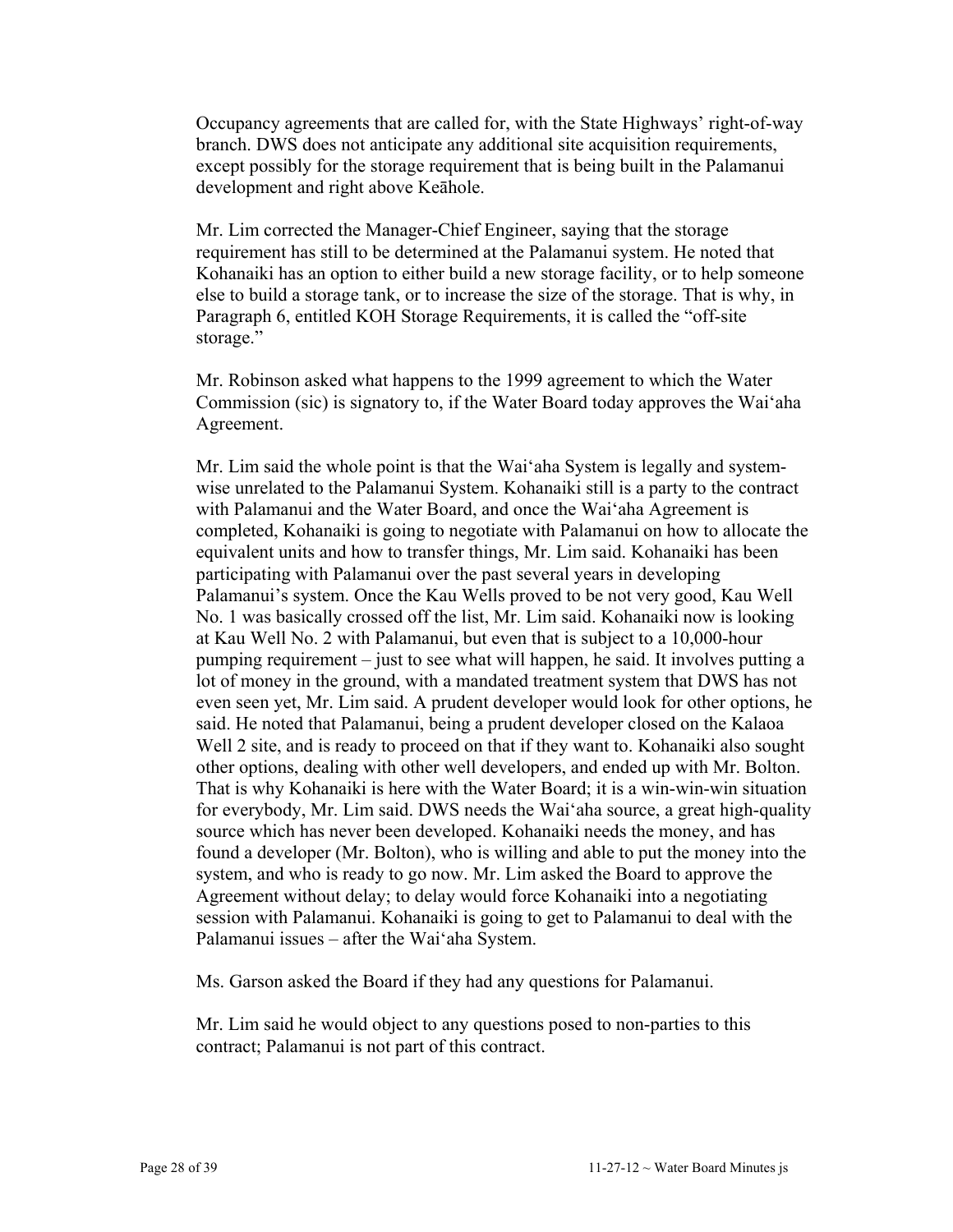Occupancy agreements that are called for, with the State Highways' right-of-way branch. DWS does not anticipate any additional site acquisition requirements, except possibly for the storage requirement that is being built in the Palamanui development and right above Keāhole.

Mr. Lim corrected the Manager-Chief Engineer, saying that the storage requirement has still to be determined at the Palamanui system. He noted that Kohanaiki has an option to either build a new storage facility, or to help someone else to build a storage tank, or to increase the size of the storage. That is why, in Paragraph 6, entitled KOH Storage Requirements, it is called the "off-site storage."

Mr. Robinson asked what happens to the 1999 agreement to which the Water Commission (sic) is signatory to, if the Water Board today approves the Wai'aha Agreement.

Mr. Lim said the whole point is that the Wai'aha System is legally and system-wise unrelated to the Palamanui System. Kohanaiki still is a party to the contract with Palamanui and the Water Board, and once the Wai'aha Agreement is completed, Kohanaiki is going to negotiate with Palamanui on how to allocate the equivalent units and how to transfer things, Mr. Lim said. Kohanaiki has been participating with Palamanui over the past several years in developing Palamanui's system. Once the Kau Wells proved to be not very good, Kau Well No. 1 was basically crossed off the list, Mr. Lim said. Kohanaiki now is looking at Kau Well No. 2 with Palamanui, but even that is subject to a 10,000-hour pumping requirement – just to see what will happen, he said. It involves putting a lot of money in the ground, with a mandated treatment system that DWS has not even seen yet, Mr. Lim said. A prudent developer would look for other options, he said. He noted that Palamanui, being a prudent developer closed on the Kalaoa Well 2 site, and is ready to proceed on that if they want to. Kohanaiki also sought other options, dealing with other well developers, and ended up with Mr. Bolton. That is why Kohanaiki is here with the Water Board; it is a win-win-win situation for everybody, Mr. Lim said. DWS needs the Wai'aha source, a great high-quality source which has never been developed. Kohanaiki needs the money, and has found a developer (Mr. Bolton), who is willing and able to put the money into the system, and who is ready to go now. Mr. Lim asked the Board to approve the Agreement without delay; to delay would force Kohanaiki into a negotiating session with Palamanui. Kohanaiki is going to get to Palamanui to deal with the Palamanui issues – after the Wai'aha System.

Ms. Garson asked the Board if they had any questions for Palamanui.

Mr. Lim said he would object to any questions posed to non-parties to this contract; Palamanui is not part of this contract.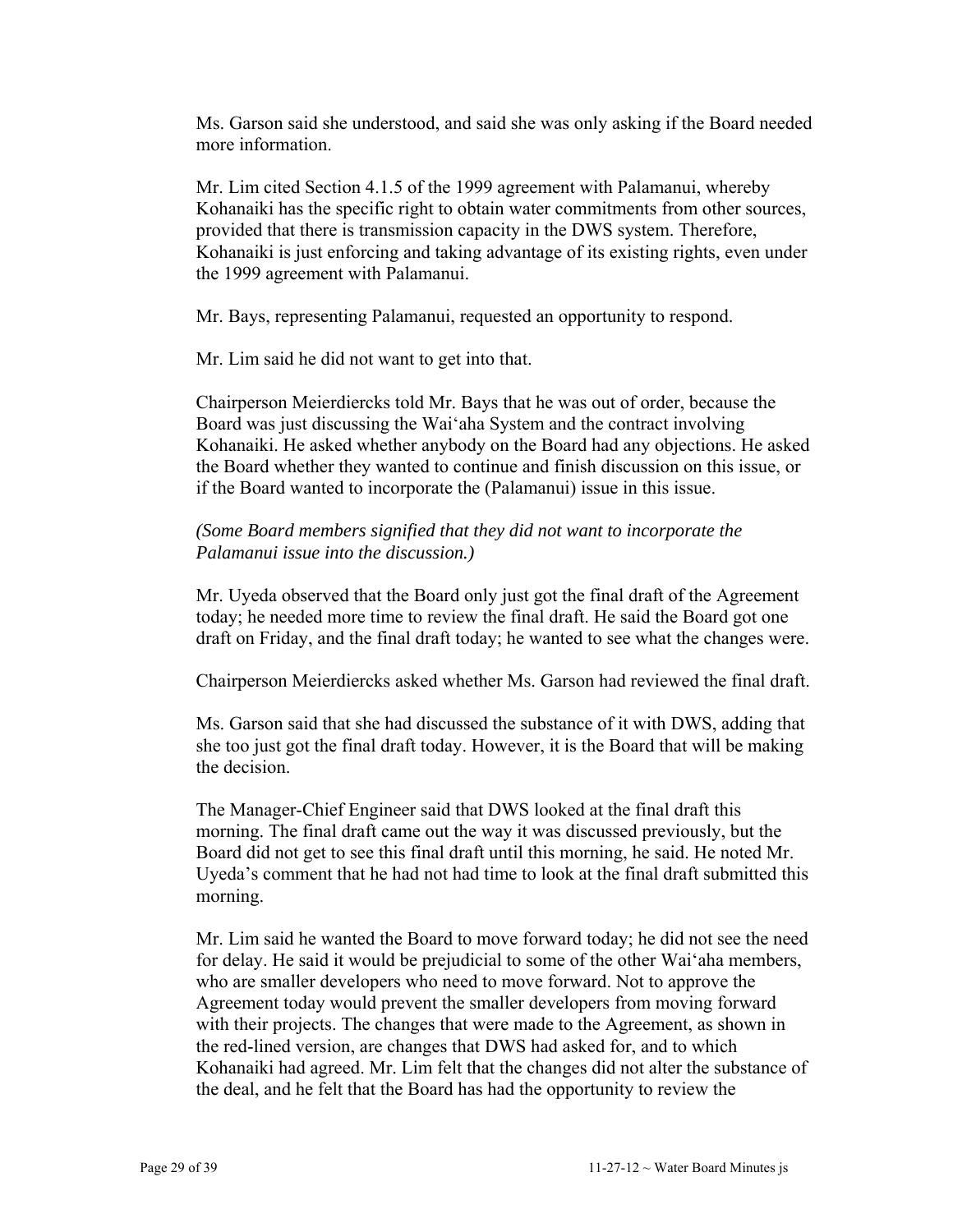Ms. Garson said she understood, and said she was only asking if the Board needed more information.

Mr. Lim cited Section 4.1.5 of the 1999 agreement with Palamanui, whereby Kohanaiki has the specific right to obtain water commitments from other sources, provided that there is transmission capacity in the DWS system. Therefore, Kohanaiki is just enforcing and taking advantage of its existing rights, even under the 1999 agreement with Palamanui.

Mr. Bays, representing Palamanui, requested an opportunity to respond.

Mr. Lim said he did not want to get into that.

Chairperson Meierdiercks told Mr. Bays that he was out of order, because the Board was just discussing the Wai'aha System and the contract involving Kohanaiki. He asked whether anybody on the Board had any objections. He asked the Board whether they wanted to continue and finish discussion on this issue, or if the Board wanted to incorporate the (Palamanui) issue in this issue.

*(Some Board members signified that they did not want to incorporate the Palamanui issue into the discussion.)*

Mr. Uyeda observed that the Board only just got the final draft of the Agreement today; he needed more time to review the final draft. He said the Board got one draft on Friday, and the final draft today; he wanted to see what the changes were.

Chairperson Meierdiercks asked whether Ms. Garson had reviewed the final draft.

Ms. Garson said that she had discussed the substance of it with DWS, adding that she too just got the final draft today. However, it is the Board that will be making the decision.

The Manager-Chief Engineer said that DWS looked at the final draft this morning. The final draft came out the way it was discussed previously, but the Board did not get to see this final draft until this morning, he said. He noted Mr. Uyeda's comment that he had not had time to look at the final draft submitted this morning.

Mr. Lim said he wanted the Board to move forward today; he did not see the need for delay. He said it would be prejudicial to some of the other Wai'aha members, who are smaller developers who need to move forward. Not to approve the Agreement today would prevent the smaller developers from moving forward with their projects. The changes that were made to the Agreement, as shown in the red-lined version, are changes that DWS had asked for, and to which Kohanaiki had agreed. Mr. Lim felt that the changes did not alter the substance of the deal, and he felt that the Board has had the opportunity to review the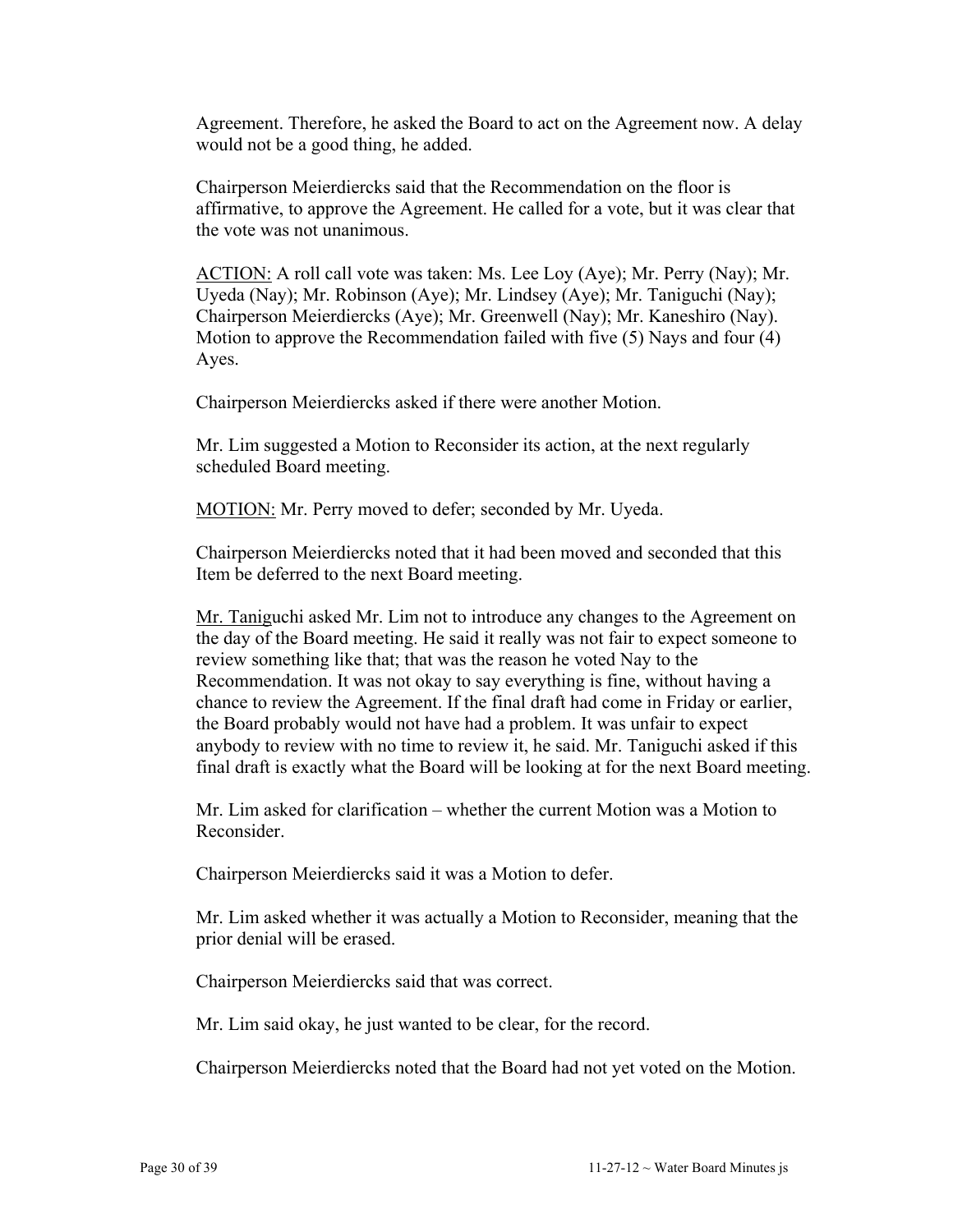Agreement. Therefore, he asked the Board to act on the Agreement now. A delay would not be a good thing, he added.

Chairperson Meierdiercks said that the Recommendation on the floor is affirmative, to approve the Agreement. He called for a vote, but it was clear that the vote was not unanimous.

<u>ACTION:</u> A roll call vote was taken: Ms. Lee Loy (Aye); Mr. Perry (Nay); Mr. Uyeda (Nay); Mr. Robinson (Aye); Mr. Lindsey (Aye); Mr. Taniguchi (Nay); Chairperson Meierdiercks (Aye); Mr. Greenwell (Nay); Mr. Kaneshiro (Nay). Motion to approve the Recommendation failed with five (5) Nays and four (4) Ayes.

Chairperson Meierdiercks asked if there were another Motion.

Mr. Lim suggested a Motion to Reconsider its action, at the next regularly scheduled Board meeting.

<u>MOTION:</u> Mr. Perry moved to defer; seconded by Mr. Uyeda.

Chairperson Meierdiercks noted that it had been moved and seconded that this Item be deferred to the next Board meeting.

<u>Mr. Tanig</u>uchi asked Mr. Lim not to introduce any changes to the Agreement on the day of the Board meeting. He said it really was not fair to expect someone to review something like that; that was the reason he voted Nay to the Recommendation. It was not okay to say everything is fine, without having a chance to review the Agreement. If the final draft had come in Friday or earlier, the Board probably would not have had a problem. It was unfair to expect anybody to review with no time to review it, he said. Mr. Taniguchi asked if this final draft is exactly what the Board will be looking at for the next Board meeting.

Mr. Lim asked for clarification – whether the current Motion was a Motion to Reconsider.

Chairperson Meierdiercks said it was a Motion to defer.

Mr. Lim asked whether it was actually a Motion to Reconsider, meaning that the prior denial will be erased.

Chairperson Meierdiercks said that was correct.

Mr. Lim said okay, he just wanted to be clear, for the record.

Chairperson Meierdiercks noted that the Board had not yet voted on the Motion.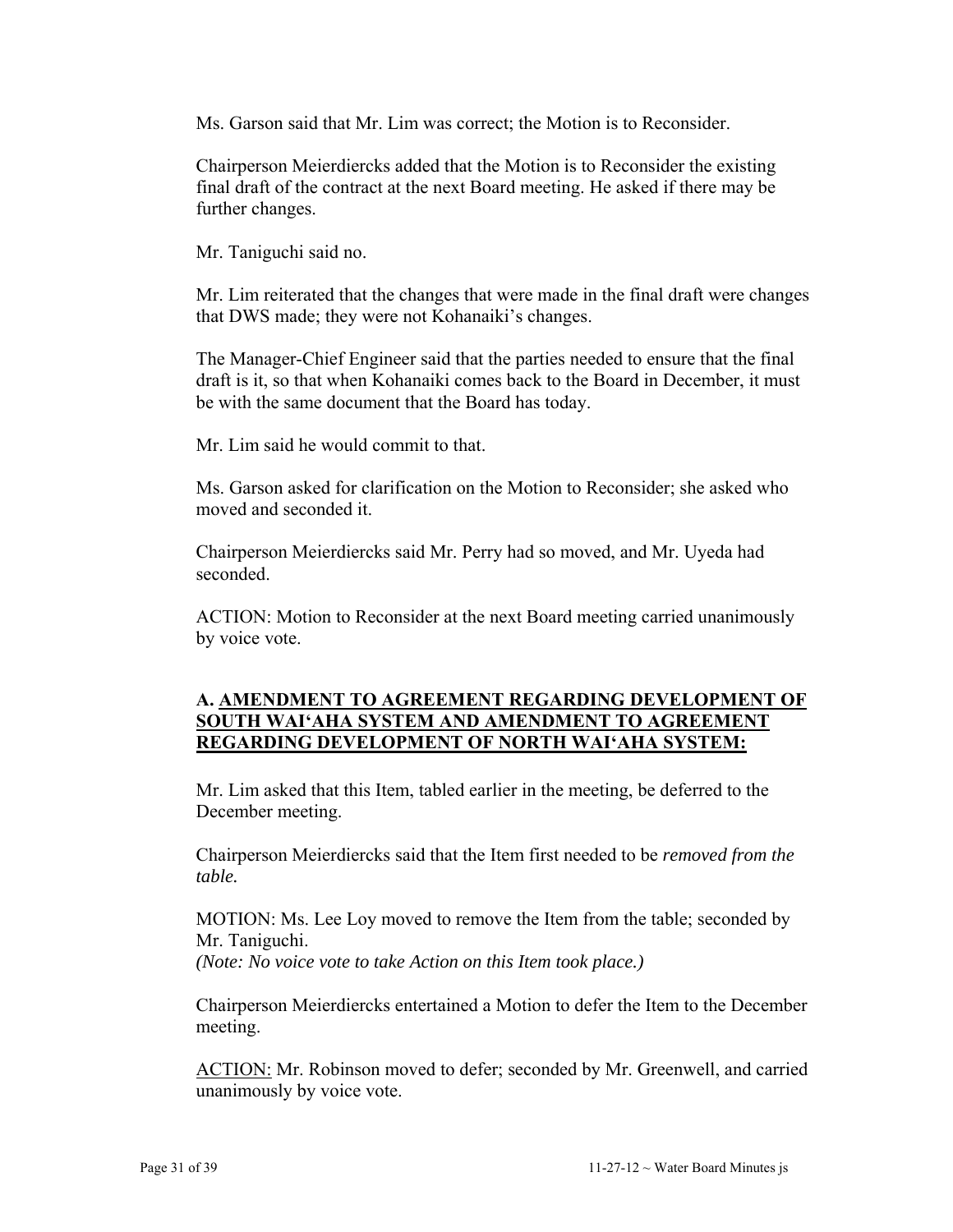Ms. Garson said that Mr. Lim was correct; the Motion is to Reconsider.

Chairperson Meierdiercks added that the Motion is to Reconsider the existing final draft of the contract at the next Board meeting. He asked if there may be further changes.

Mr. Taniguchi said no.

Mr. Lim reiterated that the changes that were made in the final draft were changes that DWS made; they were not Kohanaiki's changes.

The Manager-Chief Engineer said that the parties needed to ensure that the final draft is it, so that when Kohanaiki comes back to the Board in December, it must be with the same document that the Board has today.

Mr. Lim said he would commit to that.

Ms. Garson asked for clarification on the Motion to Reconsider; she asked who moved and seconded it.

Chairperson Meierdiercks said Mr. Perry had so moved, and Mr. Uyeda had seconded.

ACTION: Motion to Reconsider at the next Board meeting carried unanimously by voice vote.

**A. <u>AMENDMENT TO AGREEMENT REGARDING DEVELOPMENT OF SOUTH WAI'AHA SYSTEM AND AMENDMENT TO AGREEMENT REGARDING DEVELOPMENT OF NORTH WAI'AHA SYSTEM:</u>**

Mr. Lim asked that this Item, tabled earlier in the meeting, be deferred to the December meeting.

Chairperson Meierdiercks said that the Item first needed to be *removed from the table.*

MOTION: Ms. Lee Loy moved to remove the Item from the table; seconded by Mr. Taniguchi.
*(Note: No voice vote to take Action on this Item took place.)*

Chairperson Meierdiercks entertained a Motion to defer the Item to the December meeting.

<u>ACTION:</u> Mr. Robinson moved to defer; seconded by Mr. Greenwell, and carried unanimously by voice vote.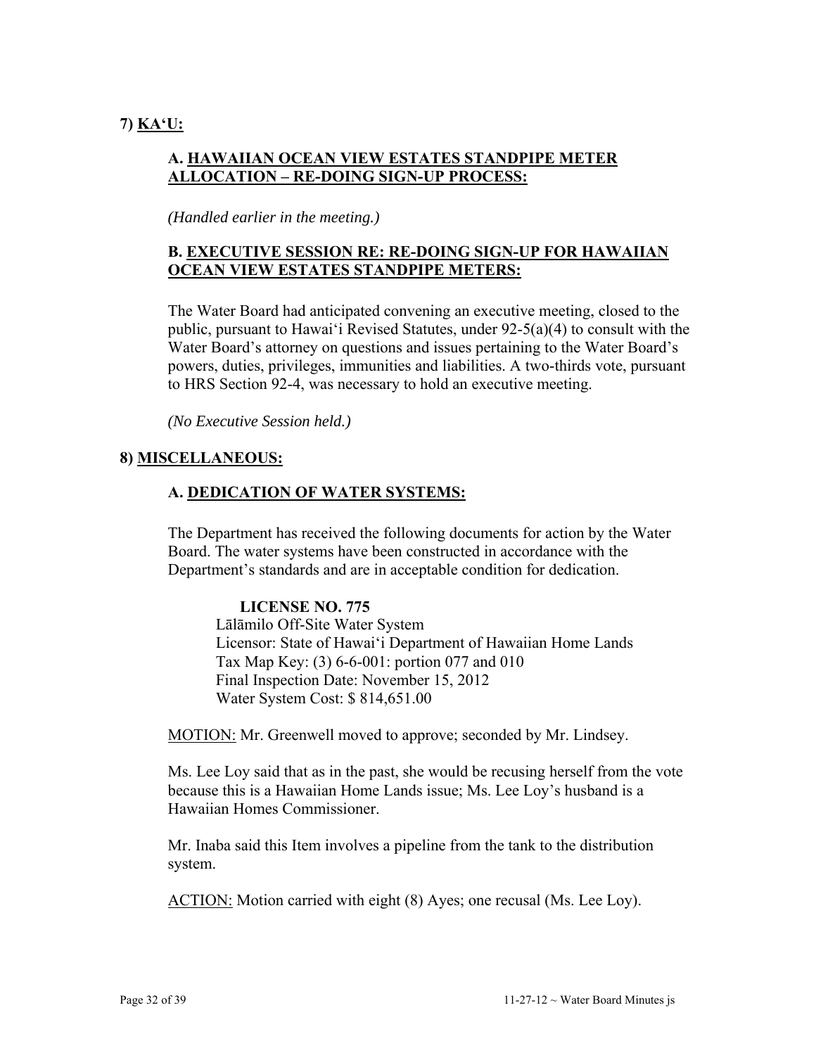## 7) KA'U:

### A. HAWAIIAN OCEAN VIEW ESTATES STANDPIPE METER ALLOCATION – RE-DOING SIGN-UP PROCESS:

*(Handled earlier in the meeting.)*

### B. EXECUTIVE SESSION RE: RE-DOING SIGN-UP FOR HAWAIIAN OCEAN VIEW ESTATES STANDPIPE METERS:

The Water Board had anticipated convening an executive meeting, closed to the public, pursuant to Hawai'i Revised Statutes, under 92-5(a)(4) to consult with the Water Board's attorney on questions and issues pertaining to the Water Board's powers, duties, privileges, immunities and liabilities. A two-thirds vote, pursuant to HRS Section 92-4, was necessary to hold an executive meeting.

*(No Executive Session held.)*

## 8) MISCELLANEOUS:

### A. DEDICATION OF WATER SYSTEMS:

The Department has received the following documents for action by the Water Board. The water systems have been constructed in accordance with the Department's standards and are in acceptable condition for dedication.

**LICENSE NO. 775**
Lālāmilo Off-Site Water System
Licensor: State of Hawai'i Department of Hawaiian Home Lands
Tax Map Key: (3) 6-6-001: portion 077 and 010
Final Inspection Date: November 15, 2012
Water System Cost: $ 814,651.00

MOTION: Mr. Greenwell moved to approve; seconded by Mr. Lindsey.

Ms. Lee Loy said that as in the past, she would be recusing herself from the vote because this is a Hawaiian Home Lands issue; Ms. Lee Loy's husband is a Hawaiian Homes Commissioner.

Mr. Inaba said this Item involves a pipeline from the tank to the distribution system.

ACTION: Motion carried with eight (8) Ayes; one recusal (Ms. Lee Loy).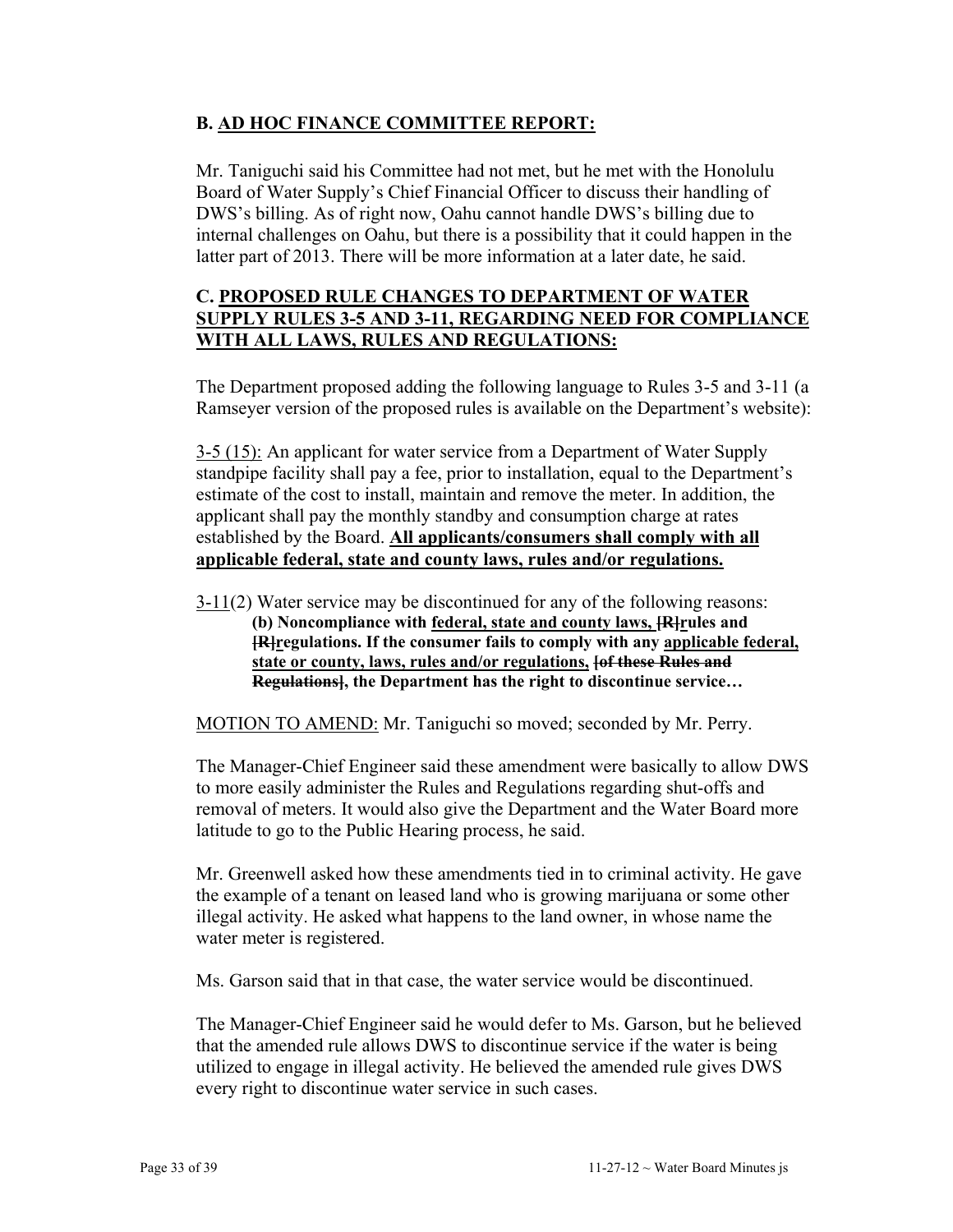## B. <u>AD HOC FINANCE COMMITTEE REPORT:</u>

Mr. Taniguchi said his Committee had not met, but he met with the Honolulu Board of Water Supply's Chief Financial Officer to discuss their handling of DWS's billing. As of right now, Oahu cannot handle DWS's billing due to internal challenges on Oahu, but there is a possibility that it could happen in the latter part of 2013. There will be more information at a later date, he said.

## C. <u>PROPOSED RULE CHANGES TO DEPARTMENT OF WATER SUPPLY RULES 3-5 AND 3-11, REGARDING NEED FOR COMPLIANCE WITH ALL LAWS, RULES AND REGULATIONS:</u>

The Department proposed adding the following language to Rules 3-5 and 3-11 (a Ramseyer version of the proposed rules is available on the Department's website):

<u>3-5 (15):</u> An applicant for water service from a Department of Water Supply standpipe facility shall pay a fee, prior to installation, equal to the Department's estimate of the cost to install, maintain and remove the meter. In addition, the applicant shall pay the monthly standby and consumption charge at rates established by the Board. **<u>All applicants/consumers shall comply with all applicable federal, state and county laws, rules and/or regulations.</u>**

<u>3-11</u>(2) Water service may be discontinued for any of the following reasons:

> **(b) Noncompliance with <u>federal, state and county laws,</u> ~~[R]~~<u>r</u>ules and ~~[R]~~<u>r</u>egulations. If the consumer fails to comply with any <u>applicable federal, state or county, laws, rules and/or regulations,</u> ~~[of these Rules and Regulations]~~, the Department has the right to discontinue service…**

<u>MOTION TO AMEND:</u> Mr. Taniguchi so moved; seconded by Mr. Perry.

The Manager-Chief Engineer said these amendment were basically to allow DWS to more easily administer the Rules and Regulations regarding shut-offs and removal of meters. It would also give the Department and the Water Board more latitude to go to the Public Hearing process, he said.

Mr. Greenwell asked how these amendments tied in to criminal activity. He gave the example of a tenant on leased land who is growing marijuana or some other illegal activity. He asked what happens to the land owner, in whose name the water meter is registered.

Ms. Garson said that in that case, the water service would be discontinued.

The Manager-Chief Engineer said he would defer to Ms. Garson, but he believed that the amended rule allows DWS to discontinue service if the water is being utilized to engage in illegal activity. He believed the amended rule gives DWS every right to discontinue water service in such cases.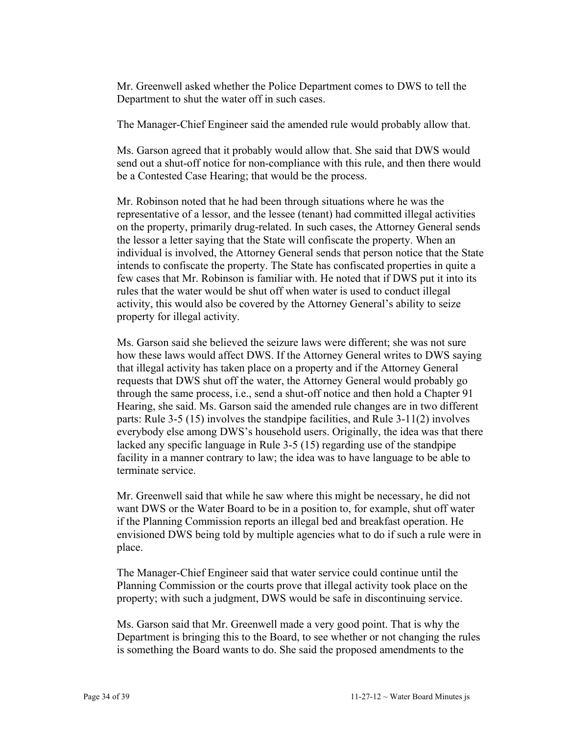Mr. Greenwell asked whether the Police Department comes to DWS to tell the Department to shut the water off in such cases.

The Manager-Chief Engineer said the amended rule would probably allow that.

Ms. Garson agreed that it probably would allow that. She said that DWS would send out a shut-off notice for non-compliance with this rule, and then there would be a Contested Case Hearing; that would be the process.

Mr. Robinson noted that he had been through situations where he was the representative of a lessor, and the lessee (tenant) had committed illegal activities on the property, primarily drug-related. In such cases, the Attorney General sends the lessor a letter saying that the State will confiscate the property. When an individual is involved, the Attorney General sends that person notice that the State intends to confiscate the property. The State has confiscated properties in quite a few cases that Mr. Robinson is familiar with. He noted that if DWS put it into its rules that the water would be shut off when water is used to conduct illegal activity, this would also be covered by the Attorney General's ability to seize property for illegal activity.

Ms. Garson said she believed the seizure laws were different; she was not sure how these laws would affect DWS. If the Attorney General writes to DWS saying that illegal activity has taken place on a property and if the Attorney General requests that DWS shut off the water, the Attorney General would probably go through the same process, i.e., send a shut-off notice and then hold a Chapter 91 Hearing, she said. Ms. Garson said the amended rule changes are in two different parts: Rule 3-5 (15) involves the standpipe facilities, and Rule 3-11(2) involves everybody else among DWS's household users. Originally, the idea was that there lacked any specific language in Rule 3-5 (15) regarding use of the standpipe facility in a manner contrary to law; the idea was to have language to be able to terminate service.

Mr. Greenwell said that while he saw where this might be necessary, he did not want DWS or the Water Board to be in a position to, for example, shut off water if the Planning Commission reports an illegal bed and breakfast operation. He envisioned DWS being told by multiple agencies what to do if such a rule were in place.

The Manager-Chief Engineer said that water service could continue until the Planning Commission or the courts prove that illegal activity took place on the property; with such a judgment, DWS would be safe in discontinuing service.

Ms. Garson said that Mr. Greenwell made a very good point. That is why the Department is bringing this to the Board, to see whether or not changing the rules is something the Board wants to do. She said the proposed amendments to the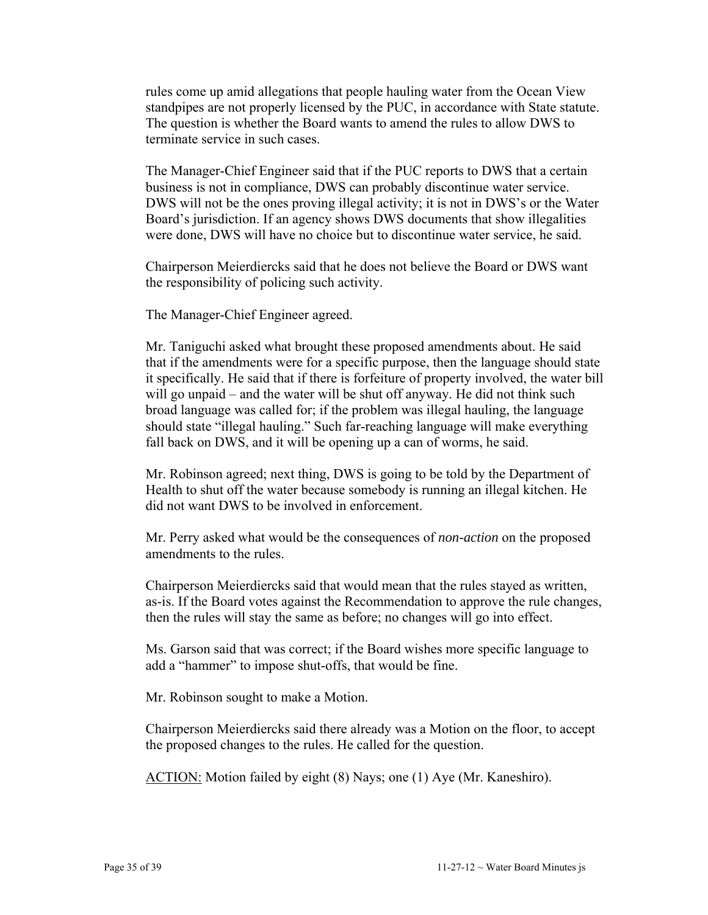rules come up amid allegations that people hauling water from the Ocean View standpipes are not properly licensed by the PUC, in accordance with State statute. The question is whether the Board wants to amend the rules to allow DWS to terminate service in such cases.

The Manager-Chief Engineer said that if the PUC reports to DWS that a certain business is not in compliance, DWS can probably discontinue water service. DWS will not be the ones proving illegal activity; it is not in DWS's or the Water Board's jurisdiction. If an agency shows DWS documents that show illegalities were done, DWS will have no choice but to discontinue water service, he said.

Chairperson Meierdiercks said that he does not believe the Board or DWS want the responsibility of policing such activity.

The Manager-Chief Engineer agreed.

Mr. Taniguchi asked what brought these proposed amendments about. He said that if the amendments were for a specific purpose, then the language should state it specifically. He said that if there is forfeiture of property involved, the water bill will go unpaid – and the water will be shut off anyway. He did not think such broad language was called for; if the problem was illegal hauling, the language should state "illegal hauling." Such far-reaching language will make everything fall back on DWS, and it will be opening up a can of worms, he said.

Mr. Robinson agreed; next thing, DWS is going to be told by the Department of Health to shut off the water because somebody is running an illegal kitchen. He did not want DWS to be involved in enforcement.

Mr. Perry asked what would be the consequences of *non-action* on the proposed amendments to the rules.

Chairperson Meierdiercks said that would mean that the rules stayed as written, as-is. If the Board votes against the Recommendation to approve the rule changes, then the rules will stay the same as before; no changes will go into effect.

Ms. Garson said that was correct; if the Board wishes more specific language to add a "hammer" to impose shut-offs, that would be fine.

Mr. Robinson sought to make a Motion.

Chairperson Meierdiercks said there already was a Motion on the floor, to accept the proposed changes to the rules. He called for the question.

<u>ACTION:</u> Motion failed by eight (8) Nays; one (1) Aye (Mr. Kaneshiro).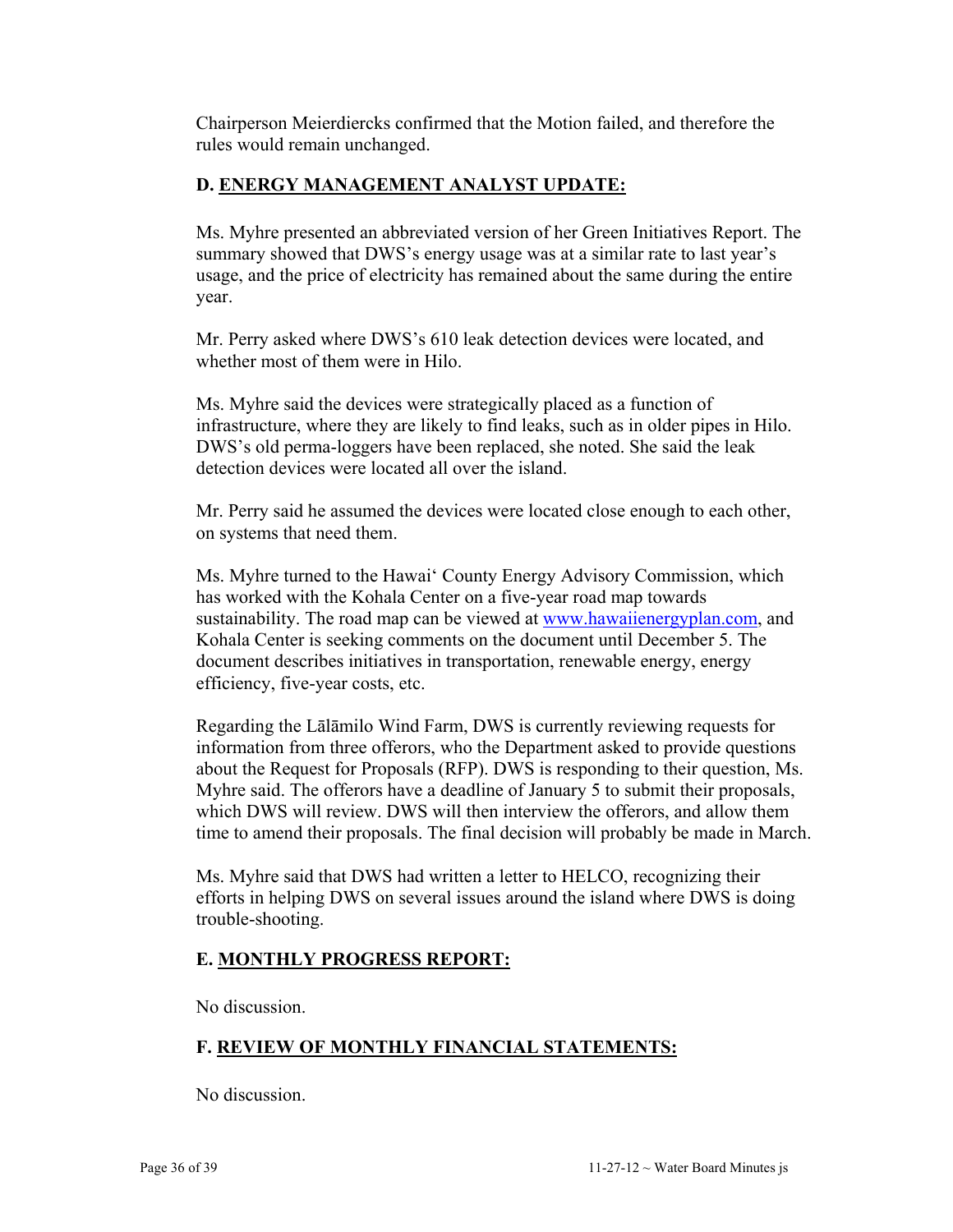Chairperson Meierdiercks confirmed that the Motion failed, and therefore the rules would remain unchanged.

## D. ENERGY MANAGEMENT ANALYST UPDATE:

Ms. Myhre presented an abbreviated version of her Green Initiatives Report. The summary showed that DWS's energy usage was at a similar rate to last year's usage, and the price of electricity has remained about the same during the entire year.

Mr. Perry asked where DWS's 610 leak detection devices were located, and whether most of them were in Hilo.

Ms. Myhre said the devices were strategically placed as a function of infrastructure, where they are likely to find leaks, such as in older pipes in Hilo. DWS's old perma-loggers have been replaced, she noted. She said the leak detection devices were located all over the island.

Mr. Perry said he assumed the devices were located close enough to each other, on systems that need them.

Ms. Myhre turned to the Hawai'i County Energy Advisory Commission, which has worked with the Kohala Center on a five-year road map towards sustainability. The road map can be viewed at www.hawaiienergyplan.com, and Kohala Center is seeking comments on the document until December 5. The document describes initiatives in transportation, renewable energy, energy efficiency, five-year costs, etc.

Regarding the Lālāmilo Wind Farm, DWS is currently reviewing requests for information from three offerors, who the Department asked to provide questions about the Request for Proposals (RFP). DWS is responding to their question, Ms. Myhre said. The offerors have a deadline of January 5 to submit their proposals, which DWS will review. DWS will then interview the offerors, and allow them time to amend their proposals. The final decision will probably be made in March.

Ms. Myhre said that DWS had written a letter to HELCO, recognizing their efforts in helping DWS on several issues around the island where DWS is doing trouble-shooting.

## E. MONTHLY PROGRESS REPORT:

No discussion.

## F. REVIEW OF MONTHLY FINANCIAL STATEMENTS:

No discussion.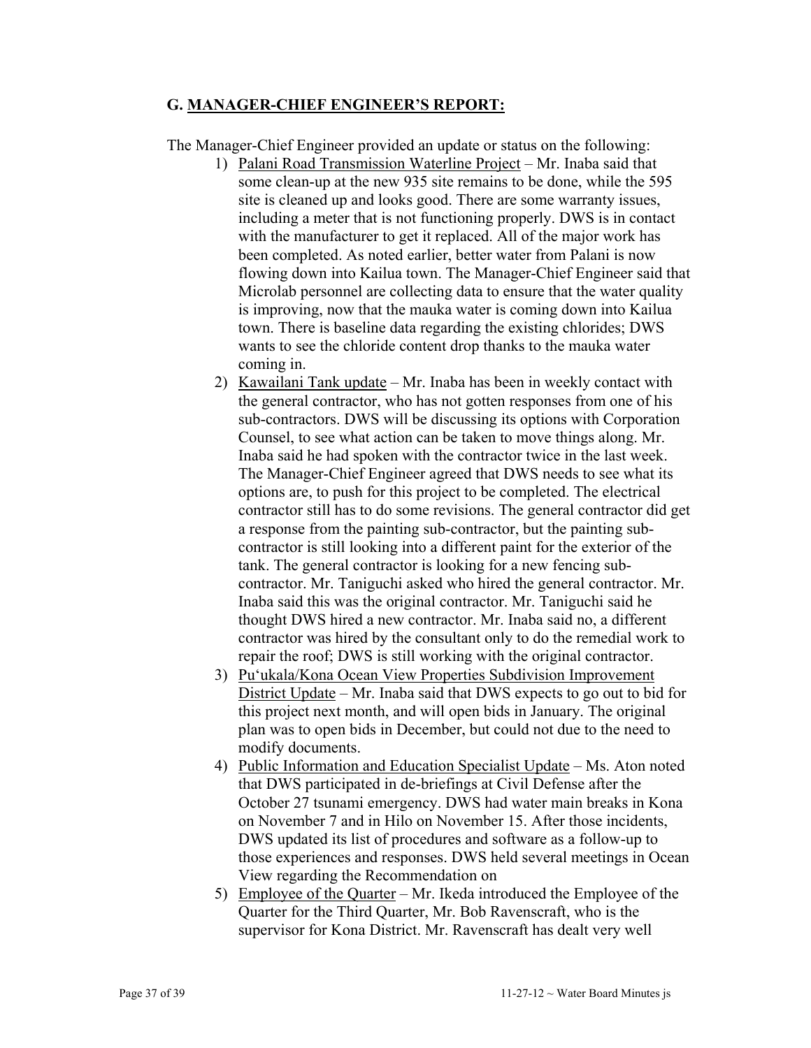## G. MANAGER-CHIEF ENGINEER'S REPORT:

The Manager-Chief Engineer provided an update or status on the following:

1) Palani Road Transmission Waterline Project – Mr. Inaba said that some clean-up at the new 935 site remains to be done, while the 595 site is cleaned up and looks good. There are some warranty issues, including a meter that is not functioning properly. DWS is in contact with the manufacturer to get it replaced. All of the major work has been completed. As noted earlier, better water from Palani is now flowing down into Kailua town. The Manager-Chief Engineer said that Microlab personnel are collecting data to ensure that the water quality is improving, now that the mauka water is coming down into Kailua town. There is baseline data regarding the existing chlorides; DWS wants to see the chloride content drop thanks to the mauka water coming in.
2) Kawailani Tank update – Mr. Inaba has been in weekly contact with the general contractor, who has not gotten responses from one of his sub-contractors. DWS will be discussing its options with Corporation Counsel, to see what action can be taken to move things along. Mr. Inaba said he had spoken with the contractor twice in the last week. The Manager-Chief Engineer agreed that DWS needs to see what its options are, to push for this project to be completed. The electrical contractor still has to do some revisions. The general contractor did get a response from the painting sub-contractor, but the painting sub-contractor is still looking into a different paint for the exterior of the tank. The general contractor is looking for a new fencing sub-contractor. Mr. Taniguchi asked who hired the general contractor. Mr. Inaba said this was the original contractor. Mr. Taniguchi said he thought DWS hired a new contractor. Mr. Inaba said no, a different contractor was hired by the consultant only to do the remedial work to repair the roof; DWS is still working with the original contractor.
3) Pu'ukala/Kona Ocean View Properties Subdivision Improvement District Update – Mr. Inaba said that DWS expects to go out to bid for this project next month, and will open bids in January. The original plan was to open bids in December, but could not due to the need to modify documents.
4) Public Information and Education Specialist Update – Ms. Aton noted that DWS participated in de-briefings at Civil Defense after the October 27 tsunami emergency. DWS had water main breaks in Kona on November 7 and in Hilo on November 15. After those incidents, DWS updated its list of procedures and software as a follow-up to those experiences and responses. DWS held several meetings in Ocean View regarding the Recommendation on
5) Employee of the Quarter – Mr. Ikeda introduced the Employee of the Quarter for the Third Quarter, Mr. Bob Ravenscraft, who is the supervisor for Kona District. Mr. Ravenscraft has dealt very well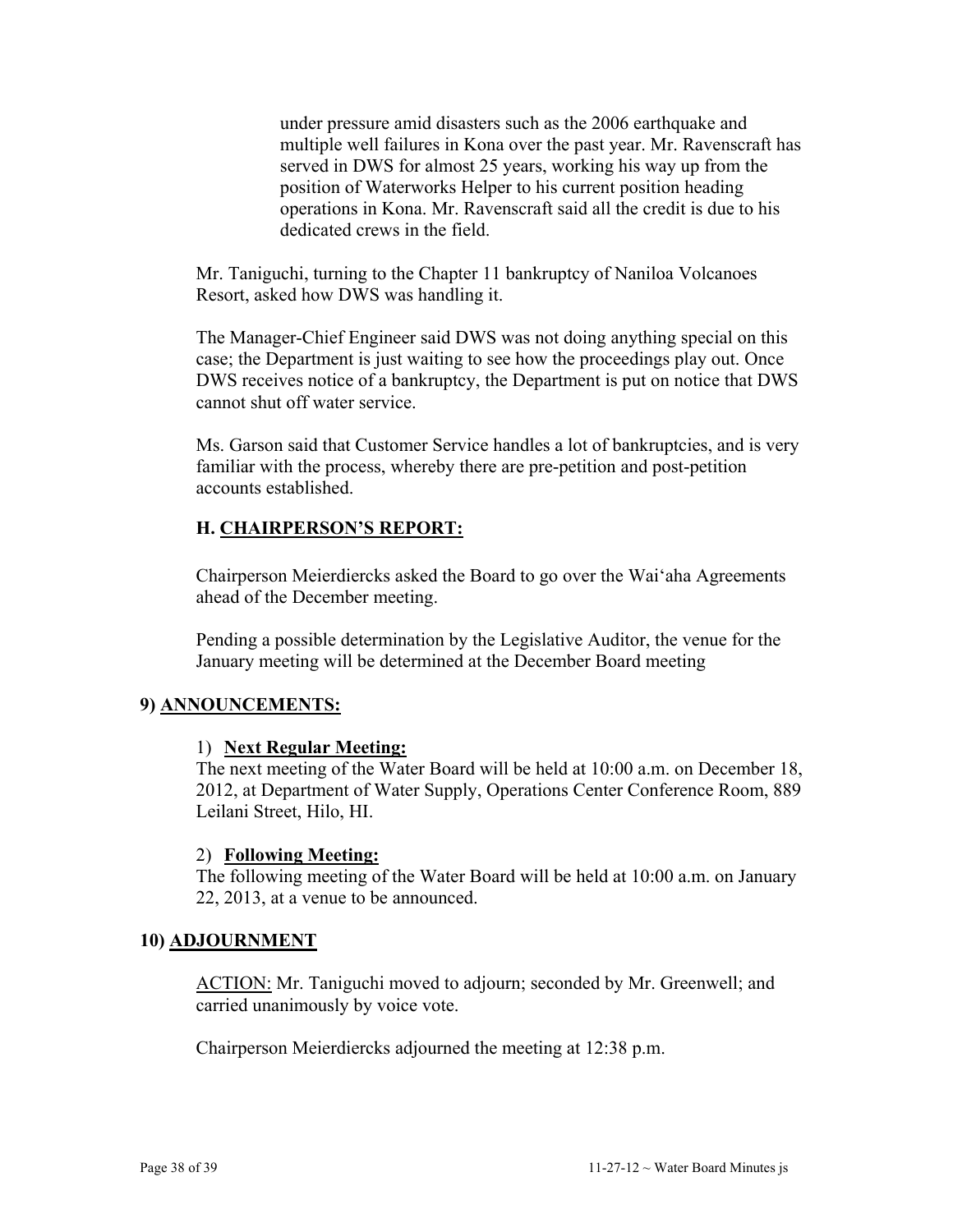under pressure amid disasters such as the 2006 earthquake and multiple well failures in Kona over the past year. Mr. Ravenscraft has served in DWS for almost 25 years, working his way up from the position of Waterworks Helper to his current position heading operations in Kona. Mr. Ravenscraft said all the credit is due to his dedicated crews in the field.

Mr. Taniguchi, turning to the Chapter 11 bankruptcy of Naniloa Volcanoes Resort, asked how DWS was handling it.

The Manager-Chief Engineer said DWS was not doing anything special on this case; the Department is just waiting to see how the proceedings play out. Once DWS receives notice of a bankruptcy, the Department is put on notice that DWS cannot shut off water service.

Ms. Garson said that Customer Service handles a lot of bankruptcies, and is very familiar with the process, whereby there are pre-petition and post-petition accounts established.

### H. CHAIRPERSON'S REPORT:

Chairperson Meierdiercks asked the Board to go over the Wai'aha Agreements ahead of the December meeting.

Pending a possible determination by the Legislative Auditor, the venue for the January meeting will be determined at the December Board meeting

## 9) ANNOUNCEMENTS:

1) **Next Regular Meeting:**
The next meeting of the Water Board will be held at 10:00 a.m. on December 18, 2012, at Department of Water Supply, Operations Center Conference Room, 889 Leilani Street, Hilo, HI.

2) **Following Meeting:**
The following meeting of the Water Board will be held at 10:00 a.m. on January 22, 2013, at a venue to be announced.

## 10) ADJOURNMENT

ACTION: Mr. Taniguchi moved to adjourn; seconded by Mr. Greenwell; and carried unanimously by voice vote.

Chairperson Meierdiercks adjourned the meeting at 12:38 p.m.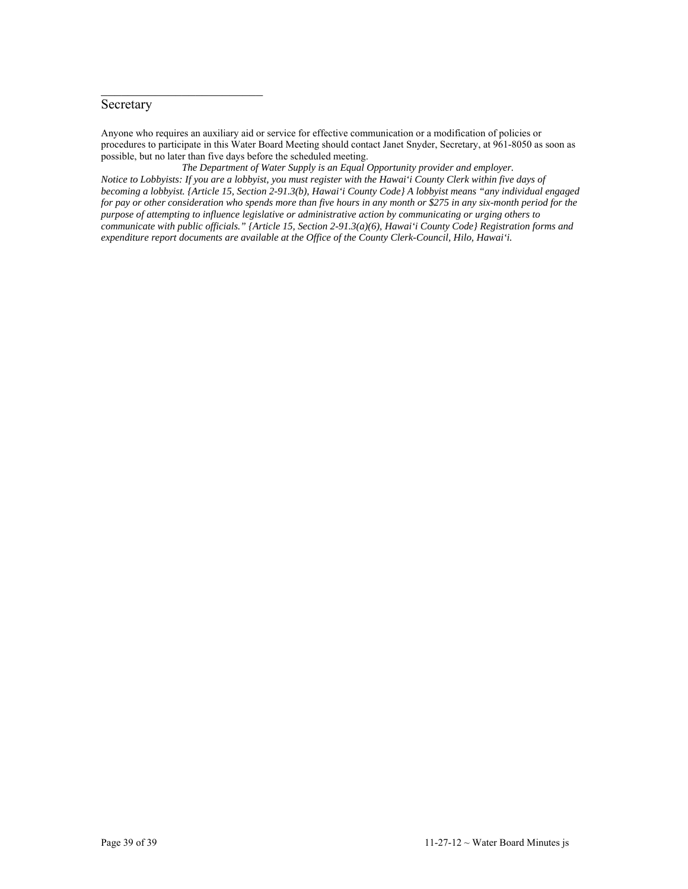\_\_\_\_\_\_\_\_\_\_\_\_\_\_\_\_\_\_\_\_\_\_\_\_\_\_\_\_

Secretary

Anyone who requires an auxiliary aid or service for effective communication or a modification of policies or procedures to participate in this Water Board Meeting should contact Janet Snyder, Secretary, at 961-8050 as soon as possible, but no later than five days before the scheduled meeting.

*The Department of Water Supply is an Equal Opportunity provider and employer.*

*Notice to Lobbyists: If you are a lobbyist, you must register with the Hawai'i County Clerk within five days of becoming a lobbyist. {Article 15, Section 2-91.3(b), Hawai'i County Code} A lobbyist means "any individual engaged for pay or other consideration who spends more than five hours in any month or $275 in any six-month period for the purpose of attempting to influence legislative or administrative action by communicating or urging others to communicate with public officials." {Article 15, Section 2-91.3(a)(6), Hawai'i County Code} Registration forms and expenditure report documents are available at the Office of the County Clerk-Council, Hilo, Hawai'i.*